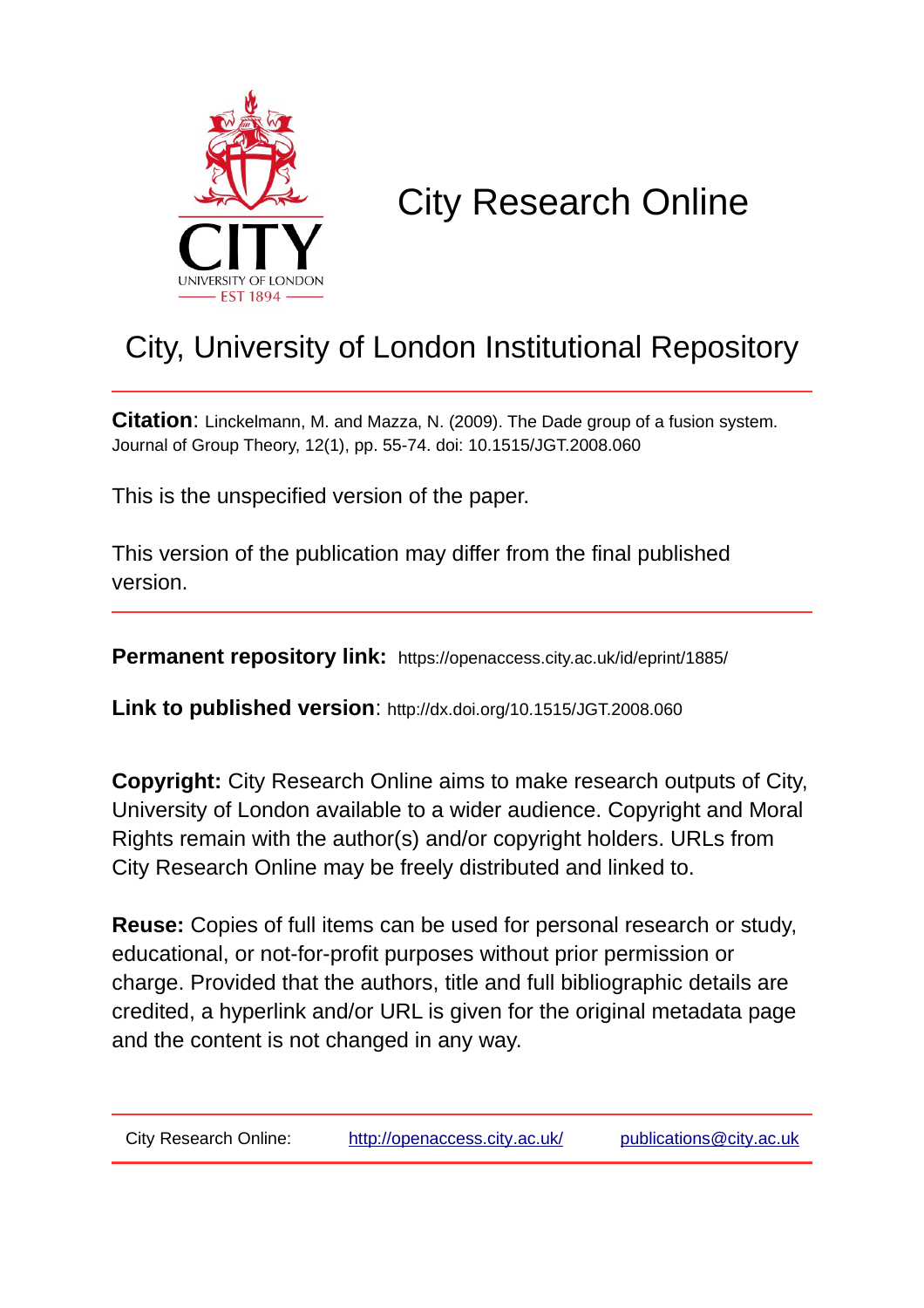# City Research Online

## City, University of London Institutional Repository

**Citation**: Linckelmann, M. and Mazza, N. (2009). The Dade group of a fusion system. Journal of Group Theory, 12(1), pp. 55-74. doi: 10.1515/JGT.2008.060

This is the unspecified version of the paper.

This version of the publication may differ from the final published version.

**Permanent repository link:** https://openaccess.city.ac.uk/id/eprint/1885/

**Link to published version**: http://dx.doi.org/10.1515/JGT.2008.060

**Copyright:** City Research Online aims to make research outputs of City, University of London available to a wider audience. Copyright and Moral Rights remain with the author(s) and/or copyright holders. URLs from City Research Online may be freely distributed and linked to.

**Reuse:** Copies of full items can be used for personal research or study, educational, or not-for-profit purposes without prior permission or charge. Provided that the authors, title and full bibliographic details are credited, a hyperlink and/or URL is given for the original metadata page and the content is not changed in any way.

City Research Online: http://openaccess.city.ac.uk/ publications@city.ac.uk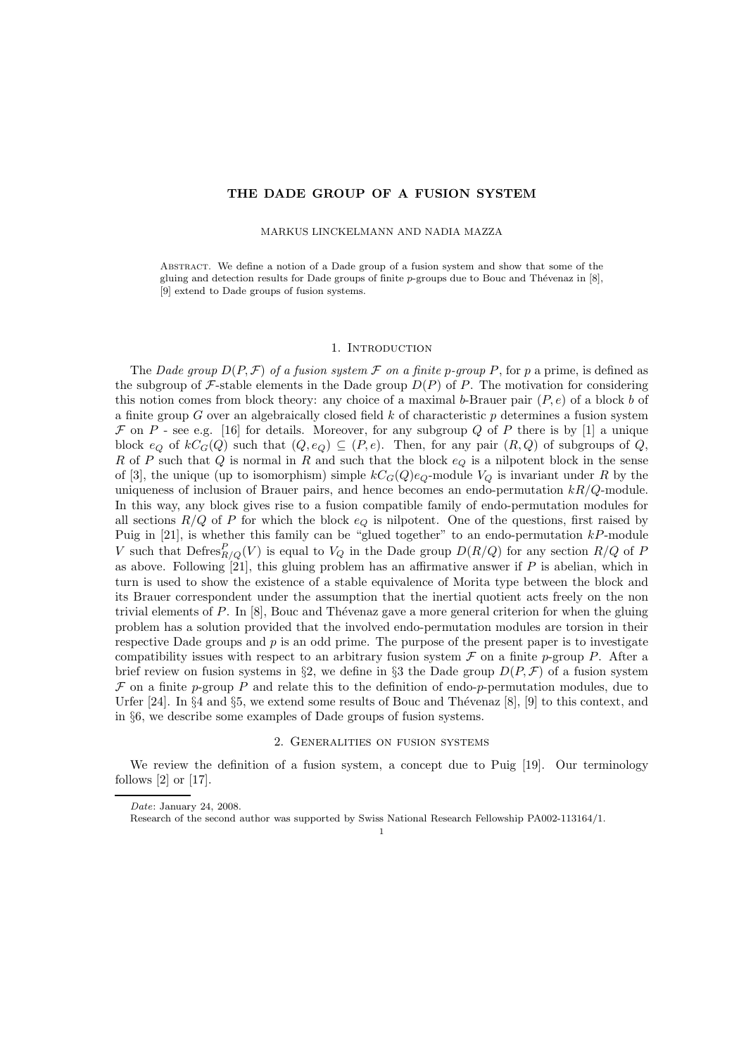# THE DADE GROUP OF A FUSION SYSTEM

MARKUS LINCKELMANN AND NADIA MAZZA

Abstract. We define a notion of a Dade group of a fusion system and show that some of the gluing and detection results for Dade groups of finite $p$-groups due to Bouc and Thévenaz in [8], [9] extend to Dade groups of fusion systems.

## 1. Introduction

The *Dade group $D(P, \mathcal{F})$ of a fusion system $\mathcal{F}$ on a finite $p$-group $P$*, for $p$ a prime, is defined as the subgroup of $\mathcal{F}$-stable elements in the Dade group $D(P)$ of $P$. The motivation for considering this notion comes from block theory: any choice of a maximal $b$-Brauer pair $(P, e)$ of a block $b$ of a finite group $G$ over an algebraically closed field $k$ of characteristic $p$ determines a fusion system $\mathcal{F}$ on $P$ - see e.g. [16] for details. Moreover, for any subgroup $Q$ of $P$ there is by [1] a unique block $e_Q$ of $kC_G(Q)$ such that $(Q, e_Q) \subseteq (P, e)$. Then, for any pair $(R, Q)$ of subgroups of $Q$, $R$ of $P$ such that $Q$ is normal in $R$ and such that the block $e_Q$ is a nilpotent block in the sense of [3], the unique (up to isomorphism) simple $kC_G(Q)e_Q$-module $V_Q$ is invariant under $R$ by the uniqueness of inclusion of Brauer pairs, and hence becomes an endo-permutation $kR/Q$-module. In this way, any block gives rise to a fusion compatible family of endo-permutation modules for all sections $R/Q$ of $P$ for which the block $e_Q$ is nilpotent. One of the questions, first raised by Puig in [21], is whether this family can be "glued together" to an endo-permutation $kP$-module $V$ such that $\mathrm{Defres}^P_{R/Q}(V)$ is equal to $V_Q$ in the Dade group $D(R/Q)$ for any section $R/Q$ of $P$ as above. Following [21], this gluing problem has an affirmative answer if $P$ is abelian, which in turn is used to show the existence of a stable equivalence of Morita type between the block and its Brauer correspondent under the assumption that the inertial quotient acts freely on the non trivial elements of $P$. In [8], Bouc and Thévenaz gave a more general criterion for when the gluing problem has a solution provided that the involved endo-permutation modules are torsion in their respective Dade groups and $p$ is an odd prime. The purpose of the present paper is to investigate compatibility issues with respect to an arbitrary fusion system $\mathcal{F}$ on a finite $p$-group $P$. After a brief review on fusion systems in §2, we define in §3 the Dade group $D(P, \mathcal{F})$ of a fusion system $\mathcal{F}$ on a finite $p$-group $P$ and relate this to the definition of endo-$p$-permutation modules, due to Urfer [24]. In §4 and §5, we extend some results of Bouc and Thévenaz [8], [9] to this context, and in §6, we describe some examples of Dade groups of fusion systems.

## 2. Generalities on fusion systems

We review the definition of a fusion system, a concept due to Puig [19]. Our terminology follows [2] or [17].

*Date*: January 24, 2008.

Research of the second author was supported by Swiss National Research Fellowship PA002-113164/1.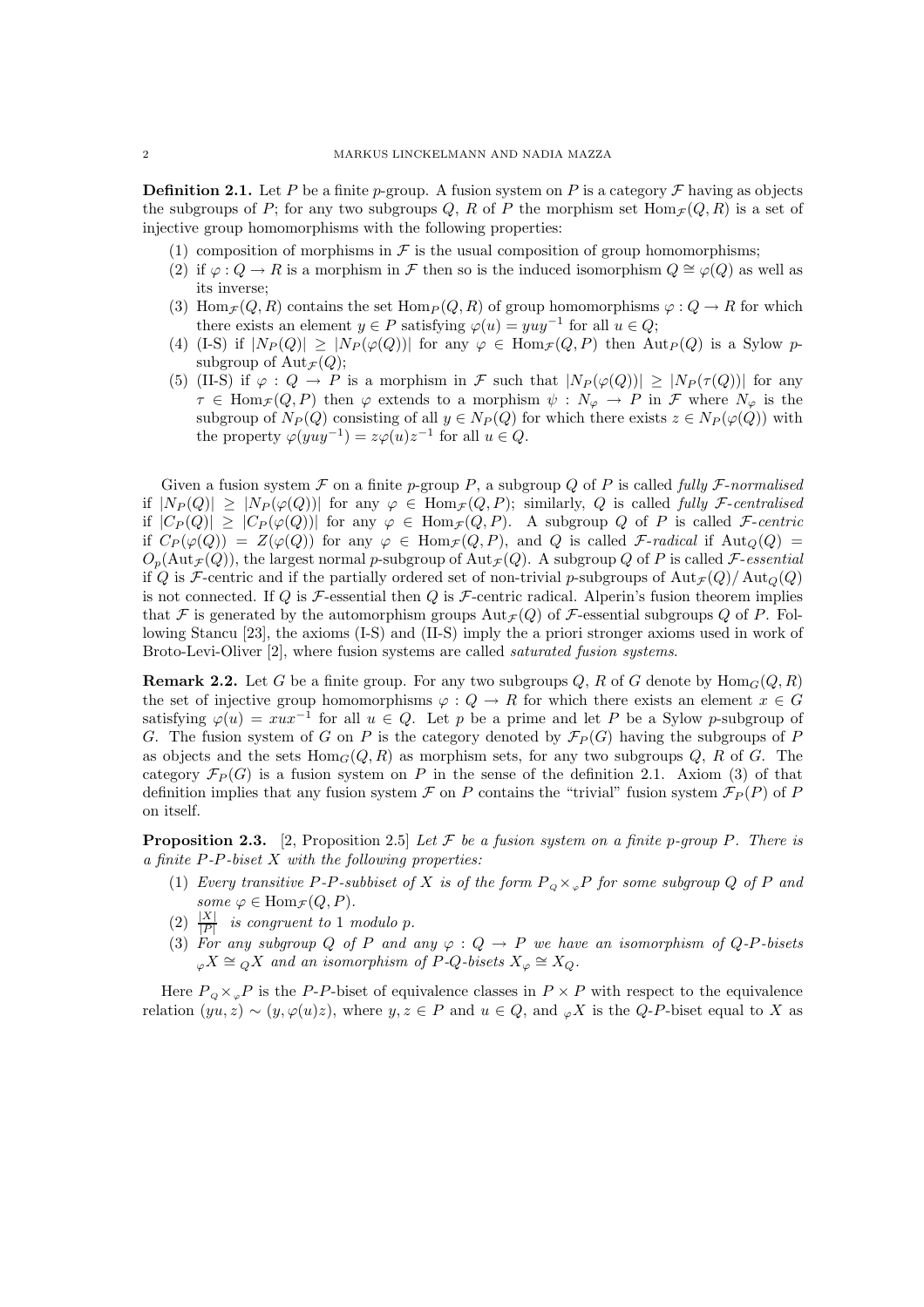**Definition 2.1.** Let $P$ be a finite $p$-group. A fusion system on $P$ is a category $\mathcal{F}$ having as objects the subgroups of $P$; for any two subgroups $Q$, $R$ of $P$ the morphism set $\mathrm{Hom}_{\mathcal{F}}(Q,R)$ is a set of injective group homomorphisms with the following properties:

1. composition of morphisms in $\mathcal{F}$ is the usual composition of group homomorphisms;
2. if $\varphi : Q \to R$ is a morphism in $\mathcal{F}$ then so is the induced isomorphism $Q \cong \varphi(Q)$ as well as its inverse;
3. $\mathrm{Hom}_{\mathcal{F}}(Q,R)$ contains the set $\mathrm{Hom}_P(Q,R)$ of group homomorphisms $\varphi : Q \to R$ for which there exists an element $y \in P$ satisfying $\varphi(u) = yuy^{-1}$ for all $u \in Q$;
4. (I-S) if $|N_P(Q)| \geq |N_P(\varphi(Q))|$ for any $\varphi \in \mathrm{Hom}_{\mathcal{F}}(Q,P)$ then $\mathrm{Aut}_P(Q)$ is a Sylow $p$-subgroup of $\mathrm{Aut}_{\mathcal{F}}(Q)$;
5. (II-S) if $\varphi : Q \to P$ is a morphism in $\mathcal{F}$ such that $|N_P(\varphi(Q))| \geq |N_P(\tau(Q))|$ for any $\tau \in \mathrm{Hom}_{\mathcal{F}}(Q,P)$ then $\varphi$ extends to a morphism $\psi : N_\varphi \to P$ in $\mathcal{F}$ where $N_\varphi$ is the subgroup of $N_P(Q)$ consisting of all $y \in N_P(Q)$ for which there exists $z \in N_P(\varphi(Q))$ with the property $\varphi(yuy^{-1}) = z\varphi(u)z^{-1}$ for all $u \in Q$.

Given a fusion system $\mathcal{F}$ on a finite $p$-group $P$, a subgroup $Q$ of $P$ is called *fully $\mathcal{F}$-normalised* if $|N_P(Q)| \geq |N_P(\varphi(Q))|$ for any $\varphi \in \mathrm{Hom}_{\mathcal{F}}(Q,P)$; similarly, $Q$ is called *fully $\mathcal{F}$-centralised* if $|C_P(Q)| \geq |C_P(\varphi(Q))|$ for any $\varphi \in \mathrm{Hom}_{\mathcal{F}}(Q,P)$. A subgroup $Q$ of $P$ is called *$\mathcal{F}$-centric* if $C_P(\varphi(Q)) = Z(\varphi(Q))$ for any $\varphi \in \mathrm{Hom}_{\mathcal{F}}(Q,P)$, and $Q$ is called *$\mathcal{F}$-radical* if $\mathrm{Aut}_Q(Q) = O_p(\mathrm{Aut}_{\mathcal{F}}(Q))$, the largest normal $p$-subgroup of $\mathrm{Aut}_{\mathcal{F}}(Q)$. A subgroup $Q$ of $P$ is called *$\mathcal{F}$-essential* if $Q$ is $\mathcal{F}$-centric and if the partially ordered set of non-trivial $p$-subgroups of $\mathrm{Aut}_{\mathcal{F}}(Q)/\mathrm{Aut}_Q(Q)$ is not connected. If $Q$ is $\mathcal{F}$-essential then $Q$ is $\mathcal{F}$-centric radical. Alperin's fusion theorem implies that $\mathcal{F}$ is generated by the automorphism groups $\mathrm{Aut}_{\mathcal{F}}(Q)$ of $\mathcal{F}$-essential subgroups $Q$ of $P$. Following Stancu [23], the axioms (I-S) and (II-S) imply the a priori stronger axioms used in work of Broto-Levi-Oliver [2], where fusion systems are called *saturated fusion systems*.

**Remark 2.2.** Let $G$ be a finite group. For any two subgroups $Q$, $R$ of $G$ denote by $\mathrm{Hom}_G(Q,R)$ the set of injective group homomorphisms $\varphi : Q \to R$ for which there exists an element $x \in G$ satisfying $\varphi(u) = xux^{-1}$ for all $u \in Q$. Let $p$ be a prime and let $P$ be a Sylow $p$-subgroup of $G$. The fusion system of $G$ on $P$ is the category denoted by $\mathcal{F}_P(G)$ having the subgroups of $P$ as objects and the sets $\mathrm{Hom}_G(Q,R)$ as morphism sets, for any two subgroups $Q$, $R$ of $G$. The category $\mathcal{F}_P(G)$ is a fusion system on $P$ in the sense of the definition 2.1. Axiom (3) of that definition implies that any fusion system $\mathcal{F}$ on $P$ contains the "trivial" fusion system $\mathcal{F}_P(P)$ of $P$ on itself.

**Proposition 2.3.** [2, Proposition 2.5] *Let $\mathcal{F}$ be a fusion system on a finite $p$-group $P$. There is a finite $P$-$P$-biset $X$ with the following properties:*

1. *Every transitive $P$-$P$-subbiset of $X$ is of the form $P{}_Q{\times}_\varphi P$ for some subgroup $Q$ of $P$ and some $\varphi \in \mathrm{Hom}_{\mathcal{F}}(Q,P)$.*
2. *$\frac{|X|}{|P|}$ is congruent to 1 modulo $p$.*
3. *For any subgroup $Q$ of $P$ and any $\varphi : Q \to P$ we have an isomorphism of $Q$-$P$-bisets ${}_\varphi X \cong {}_Q X$ and an isomorphism of $P$-$Q$-bisets $X_\varphi \cong X_Q$.*

Here $P{}_Q{\times}_\varphi P$ is the $P$-$P$-biset of equivalence classes in $P \times P$ with respect to the equivalence relation $(yu, z) \sim (y, \varphi(u)z)$, where $y, z \in P$ and $u \in Q$, and ${}_\varphi X$ is the $Q$-$P$-biset equal to $X$ as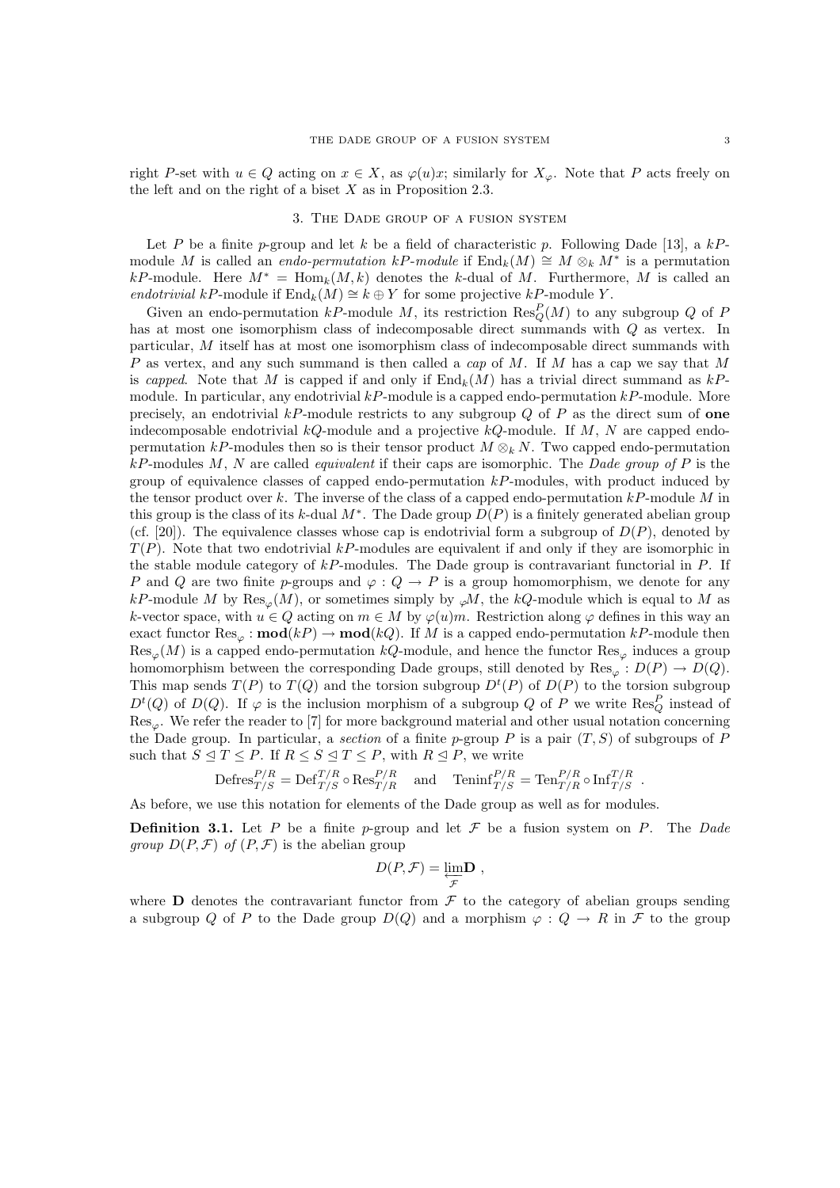right $P$-set with $u \in Q$ acting on $x \in X$, as $\varphi(u)x$; similarly for $X_\varphi$. Note that $P$ acts freely on the left and on the right of a biset $X$ as in Proposition 2.3.

## 3. The Dade group of a fusion system

Let $P$ be a finite $p$-group and let $k$ be a field of characteristic $p$. Following Dade [13], a $kP$-module $M$ is called an *endo-permutation $kP$-module* if $\mathrm{End}_k(M) \cong M \otimes_k M^*$ is a permutation $kP$-module. Here $M^* = \mathrm{Hom}_k(M, k)$ denotes the $k$-dual of $M$. Furthermore, $M$ is called an *endotrivial* $kP$-module if $\mathrm{End}_k(M) \cong k \oplus Y$ for some projective $kP$-module $Y$.

Given an endo-permutation $kP$-module $M$, its restriction $\mathrm{Res}^P_Q(M)$ to any subgroup $Q$ of $P$ has at most one isomorphism class of indecomposable direct summands with $Q$ as vertex. In particular, $M$ itself has at most one isomorphism class of indecomposable direct summands with $P$ as vertex, and any such summand is then called a *cap* of $M$. If $M$ has a cap we say that $M$ is *capped*. Note that $M$ is capped if and only if $\mathrm{End}_k(M)$ has a trivial direct summand as $kP$-module. In particular, any endotrivial $kP$-module is a capped endo-permutation $kP$-module. More precisely, an endotrivial $kP$-module restricts to any subgroup $Q$ of $P$ as the direct sum of **one** indecomposable endotrivial $kQ$-module and a projective $kQ$-module. If $M$, $N$ are capped endo-permutation $kP$-modules then so is their tensor product $M \otimes_k N$. Two capped endo-permutation $kP$-modules $M$, $N$ are called *equivalent* if their caps are isomorphic. The *Dade group of $P$* is the group of equivalence classes of capped endo-permutation $kP$-modules, with product induced by the tensor product over $k$. The inverse of the class of a capped endo-permutation $kP$-module $M$ in this group is the class of its $k$-dual $M^*$. The Dade group $D(P)$ is a finitely generated abelian group (cf. [20]). The equivalence classes whose cap is endotrivial form a subgroup of $D(P)$, denoted by $T(P)$. Note that two endotrivial $kP$-modules are equivalent if and only if they are isomorphic in the stable module category of $kP$-modules. The Dade group is contravariant functorial in $P$. If $P$ and $Q$ are two finite $p$-groups and $\varphi : Q \to P$ is a group homomorphism, we denote for any $kP$-module $M$ by $\mathrm{Res}_\varphi(M)$, or sometimes simply by ${}_\varphi M$, the $kQ$-module which is equal to $M$ as $k$-vector space, with $u \in Q$ acting on $m \in M$ by $\varphi(u)m$. Restriction along $\varphi$ defines in this way an exact functor $\mathrm{Res}_\varphi : \mathbf{mod}(kP) \to \mathbf{mod}(kQ)$. If $M$ is a capped endo-permutation $kP$-module then $\mathrm{Res}_\varphi(M)$ is a capped endo-permutation $kQ$-module, and hence the functor $\mathrm{Res}_\varphi$ induces a group homomorphism between the corresponding Dade groups, still denoted by $\mathrm{Res}_\varphi : D(P) \to D(Q)$. This map sends $T(P)$ to $T(Q)$ and the torsion subgroup $D^t(P)$ of $D(P)$ to the torsion subgroup $D^t(Q)$ of $D(Q)$. If $\varphi$ is the inclusion morphism of a subgroup $Q$ of $P$ we write $\mathrm{Res}^P_Q$ instead of $\mathrm{Res}_\varphi$. We refer the reader to [7] for more background material and other usual notation concerning the Dade group. In particular, a *section* of a finite $p$-group $P$ is a pair $(T, S)$ of subgroups of $P$ such that $S \trianglelefteq T \leq P$. If $R \leq S \trianglelefteq T \leq P$, with $R \trianglelefteq P$, we write

$$\mathrm{Defres}^{P/R}_{T/S} = \mathrm{Def}^{T/R}_{T/S} \circ \mathrm{Res}^{P/R}_{T/R} \quad \text{and} \quad \mathrm{Teninf}^{P/R}_{T/S} = \mathrm{Ten}^{P/R}_{T/R} \circ \mathrm{Inf}^{T/R}_{T/S} \ .$$

As before, we use this notation for elements of the Dade group as well as for modules.

**Definition 3.1.** Let $P$ be a finite $p$-group and let $\mathcal{F}$ be a fusion system on $P$. The *Dade group $D(P, \mathcal{F})$ of $(P, \mathcal{F})$* is the abelian group

$$D(P, \mathcal{F}) = \varprojlim_{\mathcal{F}} \mathbf{D} \ ,$$

where $\mathbf{D}$ denotes the contravariant functor from $\mathcal{F}$ to the category of abelian groups sending a subgroup $Q$ of $P$ to the Dade group $D(Q)$ and a morphism $\varphi : Q \to R$ in $\mathcal{F}$ to the group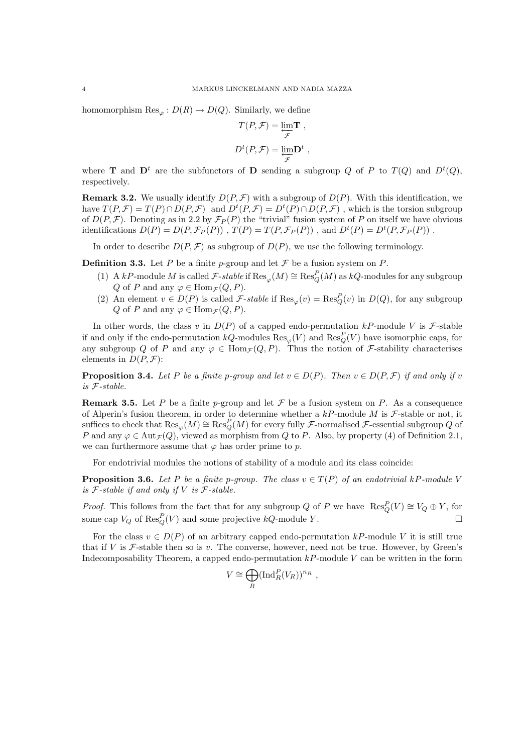homomorphism $\mathrm{Res}_\varphi : D(R) \to D(Q)$. Similarly, we define

$$T(P, \mathcal{F}) = \varprojlim_{\mathcal{F}} \mathbf{T} \ ,$$

$$D^t(P, \mathcal{F}) = \varprojlim_{\mathcal{F}} \mathbf{D}^t \ ,$$

where $\mathbf{T}$ and $\mathbf{D}^t$ are the subfunctors of $\mathbf{D}$ sending a subgroup $Q$ of $P$ to $T(Q)$ and $D^t(Q)$, respectively.

**Remark 3.2.** We usually identify $D(P, \mathcal{F})$ with a subgroup of $D(P)$. With this identification, we have $T(P, \mathcal{F}) = T(P) \cap D(P, \mathcal{F})$ and $D^t(P, \mathcal{F}) = D^t(P) \cap D(P, \mathcal{F})$ , which is the torsion subgroup of $D(P, \mathcal{F})$. Denoting as in 2.2 by $\mathcal{F}_P(P)$ the "trivial" fusion system of $P$ on itself we have obvious identifications $D(P) = D(P, \mathcal{F}_P(P))$ , $T(P) = T(P, \mathcal{F}_P(P))$ , and $D^t(P) = D^t(P, \mathcal{F}_P(P))$ .

In order to describe $D(P, \mathcal{F})$ as subgroup of $D(P)$, we use the following terminology.

**Definition 3.3.** Let $P$ be a finite $p$-group and let $\mathcal{F}$ be a fusion system on $P$.

1. A $kP$-module $M$ is called *$\mathcal{F}$-stable* if $\mathrm{Res}_\varphi(M) \cong \mathrm{Res}^P_Q(M)$ as $kQ$-modules for any subgroup $Q$ of $P$ and any $\varphi \in \mathrm{Hom}_\mathcal{F}(Q, P)$.
2. An element $v \in D(P)$ is called *$\mathcal{F}$-stable* if $\mathrm{Res}_\varphi(v) = \mathrm{Res}^P_Q(v)$ in $D(Q)$, for any subgroup $Q$ of $P$ and any $\varphi \in \mathrm{Hom}_\mathcal{F}(Q, P)$.

In other words, the class $v$ in $D(P)$ of a capped endo-permutation $kP$-module $V$ is $\mathcal{F}$-stable if and only if the endo-permutation $kQ$-modules $\mathrm{Res}_\varphi(V)$ and $\mathrm{Res}^P_Q(V)$ have isomorphic caps, for any subgroup $Q$ of $P$ and any $\varphi \in \mathrm{Hom}_\mathcal{F}(Q, P)$. Thus the notion of $\mathcal{F}$-stability characterises elements in $D(P, \mathcal{F})$:

**Proposition 3.4.** *Let $P$ be a finite $p$-group and let $v \in D(P)$. Then $v \in D(P, \mathcal{F})$ if and only if $v$ is $\mathcal{F}$-stable.*

**Remark 3.5.** Let $P$ be a finite $p$-group and let $\mathcal{F}$ be a fusion system on $P$. As a consequence of Alperin's fusion theorem, in order to determine whether a $kP$-module $M$ is $\mathcal{F}$-stable or not, it suffices to check that $\mathrm{Res}_\varphi(M) \cong \mathrm{Res}^P_Q(M)$ for every fully $\mathcal{F}$-normalised $\mathcal{F}$-essential subgroup $Q$ of $P$ and any $\varphi \in \mathrm{Aut}_\mathcal{F}(Q)$, viewed as morphism from $Q$ to $P$. Also, by property (4) of Definition 2.1, we can furthermore assume that $\varphi$ has order prime to $p$.

For endotrivial modules the notions of stability of a module and its class coincide:

**Proposition 3.6.** *Let $P$ be a finite $p$-group. The class $v \in T(P)$ of an endotrivial $kP$-module $V$ is $\mathcal{F}$-stable if and only if $V$ is $\mathcal{F}$-stable.*

*Proof.* This follows from the fact that for any subgroup $Q$ of $P$ we have $\mathrm{Res}^P_Q(V) \cong V_Q \oplus Y$, for some cap $V_Q$ of $\mathrm{Res}^P_Q(V)$ and some projective $kQ$-module $Y$. □

For the class $v \in D(P)$ of an arbitrary capped endo-permutation $kP$-module $V$ it is still true that if $V$ is $\mathcal{F}$-stable then so is $v$. The converse, however, need not be true. However, by Green's Indecomposability Theorem, a capped endo-permutation $kP$-module $V$ can be written in the form

$$V \cong \bigoplus_R (\mathrm{Ind}^P_R(V_R))^{n_R} \ ,$$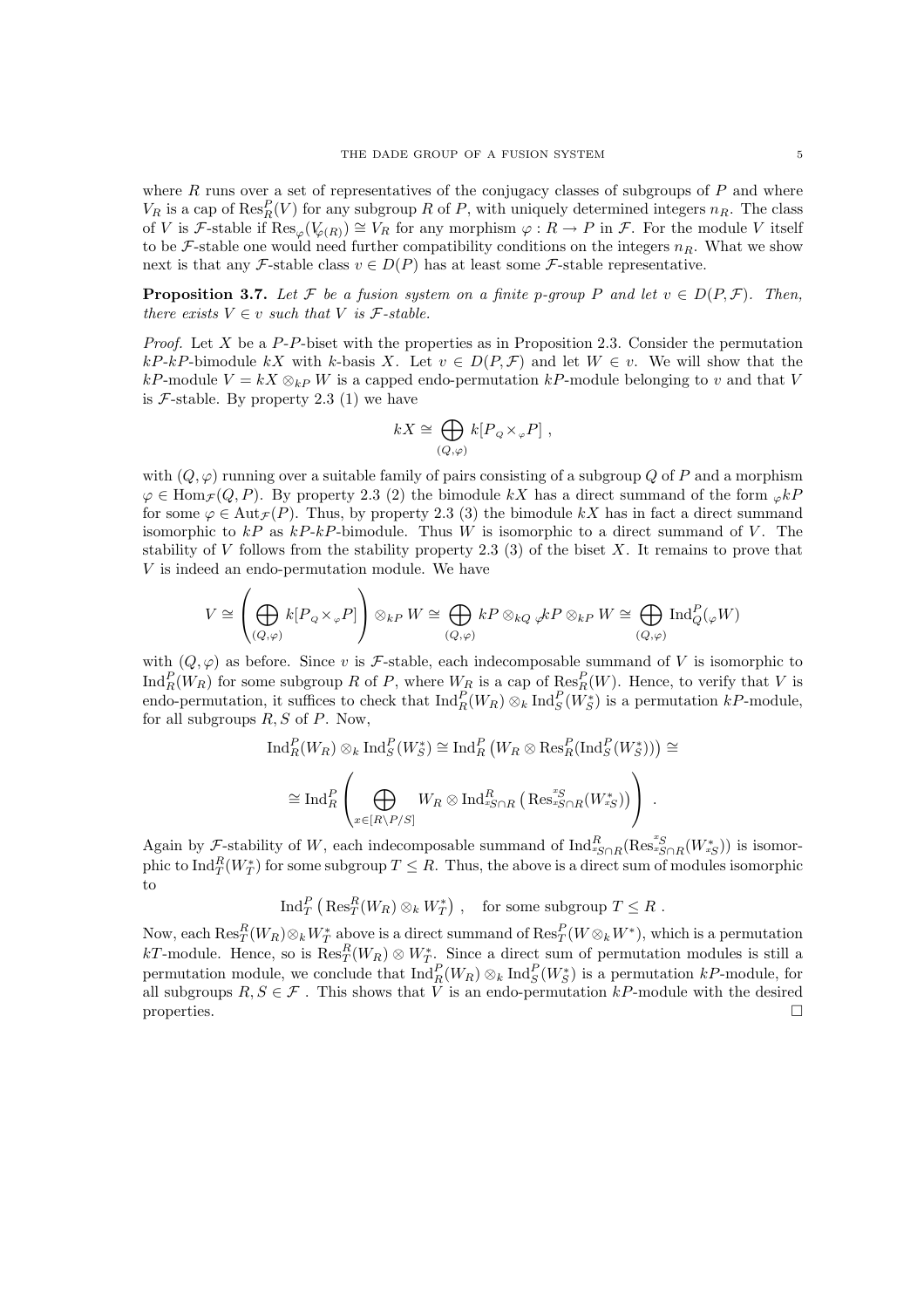where $R$ runs over a set of representatives of the conjugacy classes of subgroups of $P$ and where $V_R$ is a cap of $\mathrm{Res}^P_R(V)$ for any subgroup $R$ of $P$, with uniquely determined integers $n_R$. The class of $V$ is $\mathcal{F}$-stable if $\mathrm{Res}_\varphi(V_{\varphi(R)}) \cong V_R$ for any morphism $\varphi : R \to P$ in $\mathcal{F}$. For the module $V$ itself to be $\mathcal{F}$-stable one would need further compatibility conditions on the integers $n_R$. What we show next is that any $\mathcal{F}$-stable class $v \in D(P)$ has at least some $\mathcal{F}$-stable representative.

**Proposition 3.7.** *Let $\mathcal{F}$ be a fusion system on a finite $p$-group $P$ and let $v \in D(P, \mathcal{F})$. Then, there exists $V \in v$ such that $V$ is $\mathcal{F}$-stable.*

*Proof.* Let $X$ be a $P$-$P$-biset with the properties as in Proposition 2.3. Consider the permutation $kP$-$kP$-bimodule $kX$ with $k$-basis $X$. Let $v \in D(P, \mathcal{F})$ and let $W \in v$. We will show that the $kP$-module $V = kX \otimes_{kP} W$ is a capped endo-permutation $kP$-module belonging to $v$ and that $V$ is $\mathcal{F}$-stable. By property 2.3 (1) we have

$$kX \cong \bigoplus_{(Q,\varphi)} k[P_{\,Q} \times_{\varphi} P] \ ,$$

with $(Q, \varphi)$ running over a suitable family of pairs consisting of a subgroup $Q$ of $P$ and a morphism $\varphi \in \mathrm{Hom}_\mathcal{F}(Q, P)$. By property 2.3 (2) the bimodule $kX$ has a direct summand of the form ${}_\varphi kP$ for some $\varphi \in \mathrm{Aut}_\mathcal{F}(P)$. Thus, by property 2.3 (3) the bimodule $kX$ has in fact a direct summand isomorphic to $kP$ as $kP$-$kP$-bimodule. Thus $W$ is isomorphic to a direct summand of $V$. The stability of $V$ follows from the stability property 2.3 (3) of the biset $X$. It remains to prove that $V$ is indeed an endo-permutation module. We have

$$V \cong \left( \bigoplus_{(Q,\varphi)} k[P_{\,Q} \times_{\varphi} P] \right) \otimes_{kP} W \cong \bigoplus_{(Q,\varphi)} kP \otimes_{kQ} {}_{\varphi}kP \otimes_{kP} W \cong \bigoplus_{(Q,\varphi)} \mathrm{Ind}^P_Q({}_\varphi W)$$

with $(Q, \varphi)$ as before. Since $v$ is $\mathcal{F}$-stable, each indecomposable summand of $V$ is isomorphic to $\mathrm{Ind}^P_R(W_R)$ for some subgroup $R$ of $P$, where $W_R$ is a cap of $\mathrm{Res}^P_R(W)$. Hence, to verify that $V$ is endo-permutation, it suffices to check that $\mathrm{Ind}^P_R(W_R) \otimes_k \mathrm{Ind}^P_S(W_S^*)$ is a permutation $kP$-module, for all subgroups $R, S$ of $P$. Now,

$$\mathrm{Ind}^P_R(W_R) \otimes_k \mathrm{Ind}^P_S(W_S^*) \cong \mathrm{Ind}^P_R \left( W_R \otimes \mathrm{Res}^P_R(\mathrm{Ind}^P_S(W_S^*)) \right) \cong$$

$$\cong \mathrm{Ind}^P_R \left( \bigoplus_{x \in [R \backslash P / S]} W_R \otimes \mathrm{Ind}^R_{{}^xS \cap R} \left( \mathrm{Res}^{{}^xS}_{{}^xS \cap R}(W^*_{{}^xS}) \right) \right) \ .$$

Again by $\mathcal{F}$-stability of $W$, each indecomposable summand of $\mathrm{Ind}^R_{{}^xS\cap R}(\mathrm{Res}^{{}^xS}_{{}^xS \cap R}(W^*_{{}^xS}))$ is isomorphic to $\mathrm{Ind}^R_T(W_T^*)$ for some subgroup $T \leq R$. Thus, the above is a direct sum of modules isomorphic to

$$\mathrm{Ind}^P_T \left( \mathrm{Res}^R_T(W_R) \otimes_k W_T^* \right) \ , \quad \text{for some subgroup } T \leq R \ .$$

Now, each $\mathrm{Res}^R_T(W_R) \otimes_k W_T^*$ above is a direct summand of $\mathrm{Res}^P_T(W \otimes_k W^*)$, which is a permutation $kT$-module. Hence, so is $\mathrm{Res}^R_T(W_R) \otimes W_T^*$. Since a direct sum of permutation modules is still a permutation module, we conclude that $\mathrm{Ind}^P_R(W_R) \otimes_k \mathrm{Ind}^P_S(W_S^*)$ is a permutation $kP$-module, for all subgroups $R, S \in \mathcal{F}$ . This shows that $V$ is an endo-permutation $kP$-module with the desired properties. $\square$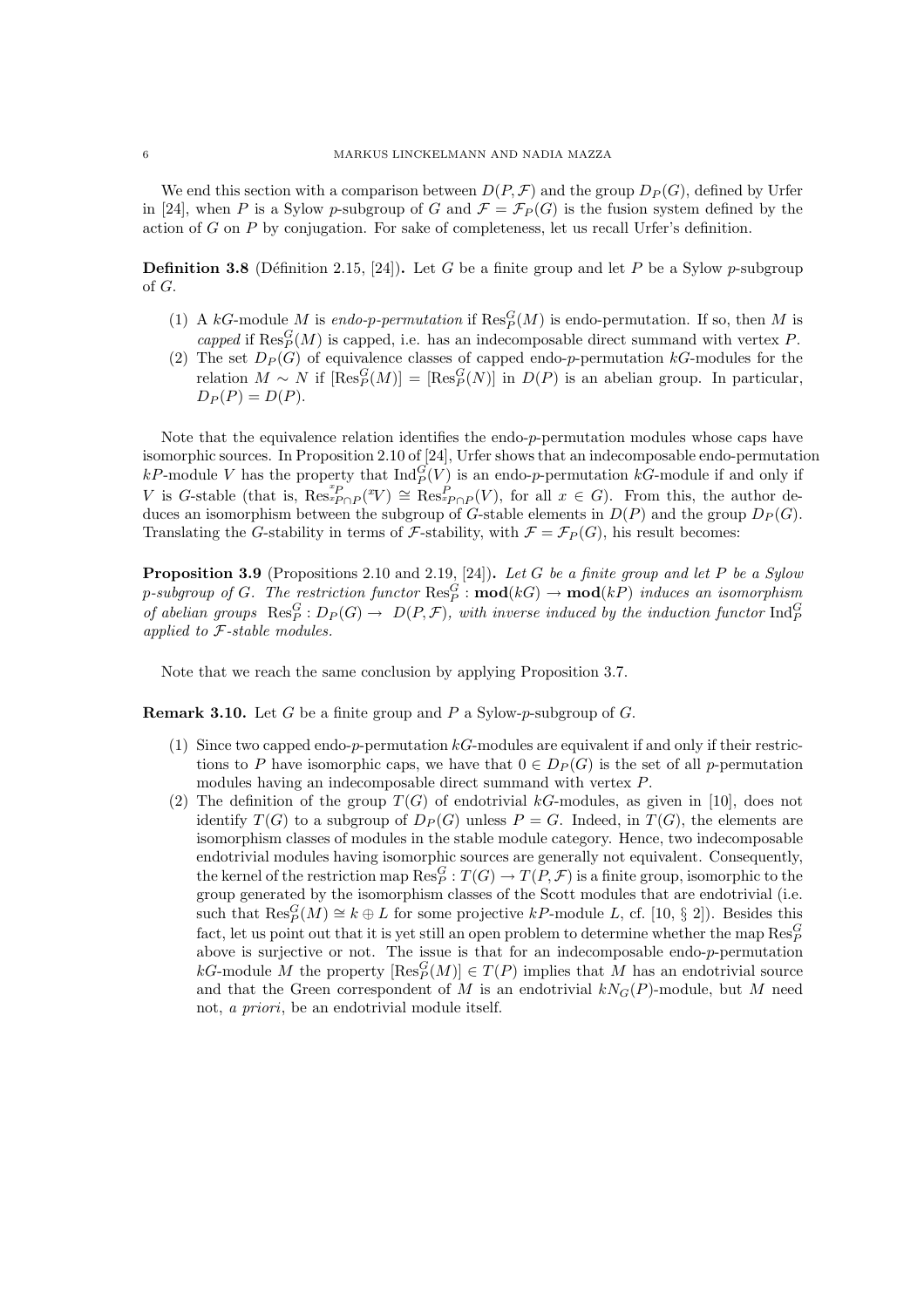We end this section with a comparison between $D(P,\mathcal{F})$ and the group $D_P(G)$, defined by Urfer in [24], when $P$ is a Sylow $p$-subgroup of $G$ and $\mathcal{F} = \mathcal{F}_P(G)$ is the fusion system defined by the action of $G$ on $P$ by conjugation. For sake of completeness, let us recall Urfer's definition.

**Definition 3.8** (Définition 2.15, [24])**.** Let $G$ be a finite group and let $P$ be a Sylow $p$-subgroup of $G$.

1. A $kG$-module $M$ is *endo-$p$-permutation* if $\mathrm{Res}^G_P(M)$ is endo-permutation. If so, then $M$ is *capped* if $\mathrm{Res}^G_P(M)$ is capped, i.e. has an indecomposable direct summand with vertex $P$.
2. The set $D_P(G)$ of equivalence classes of capped endo-$p$-permutation $kG$-modules for the relation $M \sim N$ if $[\mathrm{Res}^G_P(M)] = [\mathrm{Res}^G_P(N)]$ in $D(P)$ is an abelian group. In particular, $D_P(P) = D(P)$.

Note that the equivalence relation identifies the endo-$p$-permutation modules whose caps have isomorphic sources. In Proposition 2.10 of [24], Urfer shows that an indecomposable endo-permutation $kP$-module $V$ has the property that $\mathrm{Ind}^G_P(V)$ is an endo-$p$-permutation $kG$-module if and only if $V$ is $G$-stable (that is, $\mathrm{Res}^{^xP}_{^xP\cap P}(^xV) \cong \mathrm{Res}^P_{^xP\cap P}(V)$, for all $x \in G$). From this, the author deduces an isomorphism between the subgroup of $G$-stable elements in $D(P)$ and the group $D_P(G)$. Translating the $G$-stability in terms of $\mathcal{F}$-stability, with $\mathcal{F} = \mathcal{F}_P(G)$, his result becomes:

**Proposition 3.9** (Propositions 2.10 and 2.19, [24])**.** *Let $G$ be a finite group and let $P$ be a Sylow $p$-subgroup of $G$. The restriction functor $\mathrm{Res}^G_P : \mathbf{mod}(kG) \to \mathbf{mod}(kP)$ induces an isomorphism of abelian groups $\mathrm{Res}^G_P : D_P(G) \to D(P,\mathcal{F})$, with inverse induced by the induction functor $\mathrm{Ind}^G_P$ applied to $\mathcal{F}$-stable modules.*

Note that we reach the same conclusion by applying Proposition 3.7.

**Remark 3.10.** Let $G$ be a finite group and $P$ a Sylow-$p$-subgroup of $G$.

1. Since two capped endo-$p$-permutation $kG$-modules are equivalent if and only if their restrictions to $P$ have isomorphic caps, we have that $0 \in D_P(G)$ is the set of all $p$-permutation modules having an indecomposable direct summand with vertex $P$.
2. The definition of the group $T(G)$ of endotrivial $kG$-modules, as given in [10], does not identify $T(G)$ to a subgroup of $D_P(G)$ unless $P = G$. Indeed, in $T(G)$, the elements are isomorphism classes of modules in the stable module category. Hence, two indecomposable endotrivial modules having isomorphic sources are generally not equivalent. Consequently, the kernel of the restriction map $\mathrm{Res}^G_P : T(G) \to T(P,\mathcal{F})$ is a finite group, isomorphic to the group generated by the isomorphism classes of the Scott modules that are endotrivial (i.e. such that $\mathrm{Res}^G_P(M) \cong k \oplus L$ for some projective $kP$-module $L$, cf. [10, § 2]). Besides this fact, let us point out that it is yet still an open problem to determine whether the map $\mathrm{Res}^G_P$ above is surjective or not. The issue is that for an indecomposable endo-$p$-permutation $kG$-module $M$ the property $[\mathrm{Res}^G_P(M)] \in T(P)$ implies that $M$ has an endotrivial source and that the Green correspondent of $M$ is an endotrivial $kN_G(P)$-module, but $M$ need not, *a priori*, be an endotrivial module itself.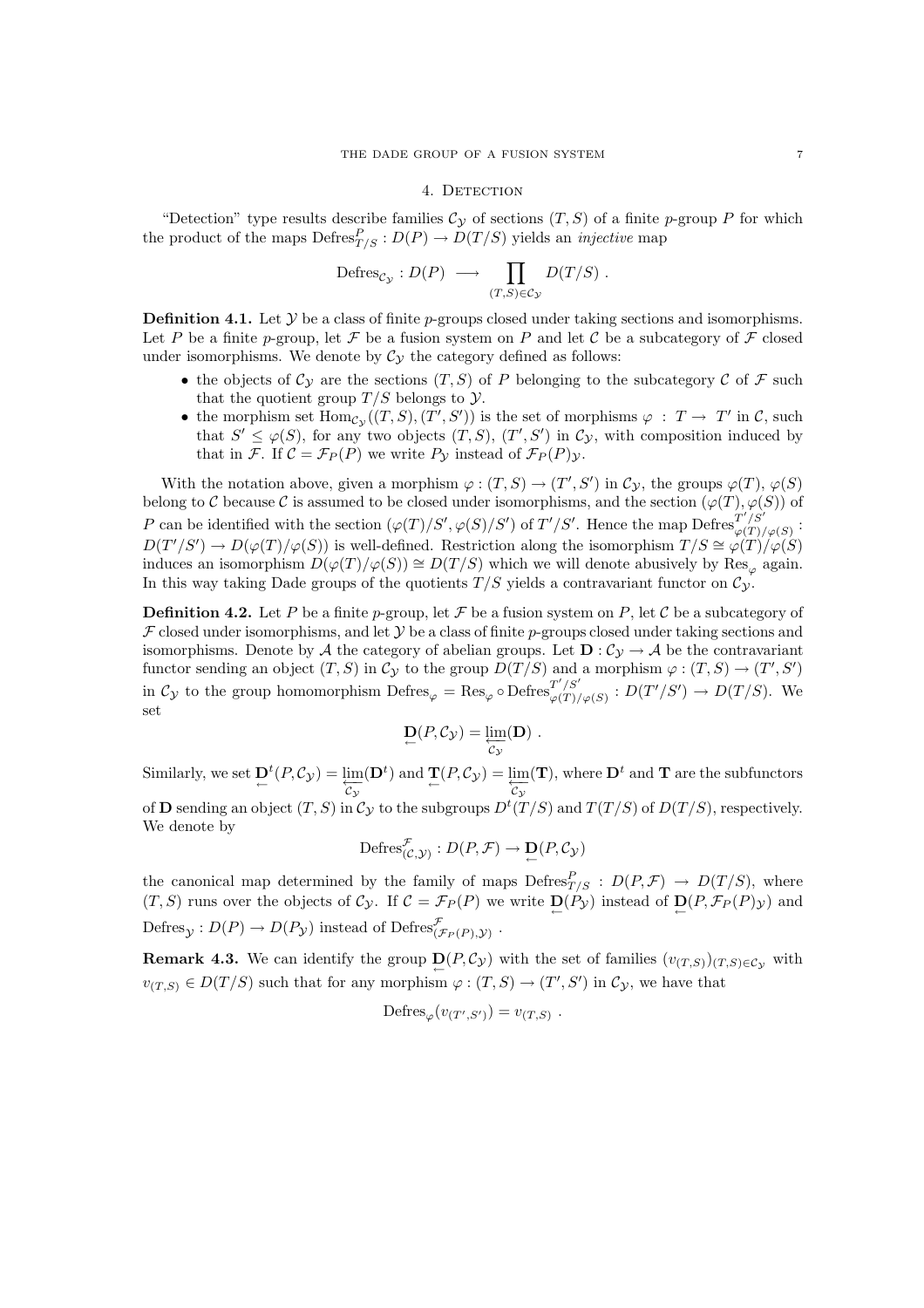## 4. Detection

"Detection" type results describe families $\mathcal{C}_{\mathcal{Y}}$ of sections $(T,S)$ of a finite $p$-group $P$ for which the product of the maps $\mathrm{Defres}^P_{T/S} : D(P) \to D(T/S)$ yields an *injective* map

$$\mathrm{Defres}_{\mathcal{C}_{\mathcal{Y}}} : D(P) \longrightarrow \prod_{(T,S)\in\mathcal{C}_{\mathcal{Y}}} D(T/S) \ .$$

**Definition 4.1.** Let $\mathcal{Y}$ be a class of finite $p$-groups closed under taking sections and isomorphisms. Let $P$ be a finite $p$-group, let $\mathcal{F}$ be a fusion system on $P$ and let $\mathcal{C}$ be a subcategory of $\mathcal{F}$ closed under isomorphisms. We denote by $\mathcal{C}_{\mathcal{Y}}$ the category defined as follows:

- the objects of $\mathcal{C}_{\mathcal{Y}}$ are the sections $(T,S)$ of $P$ belonging to the subcategory $\mathcal{C}$ of $\mathcal{F}$ such that the quotient group $T/S$ belongs to $\mathcal{Y}$.
- the morphism set $\mathrm{Hom}_{\mathcal{C}_{\mathcal{Y}}}((T,S),(T',S'))$ is the set of morphisms $\varphi : T \to T'$ in $\mathcal{C}$, such that $S' \leq \varphi(S)$, for any two objects $(T,S)$, $(T',S')$ in $\mathcal{C}_{\mathcal{Y}}$, with composition induced by that in $\mathcal{F}$. If $\mathcal{C} = \mathcal{F}_P(P)$ we write $P_{\mathcal{Y}}$ instead of $\mathcal{F}_P(P)_{\mathcal{Y}}$.

With the notation above, given a morphism $\varphi : (T,S) \to (T',S')$ in $\mathcal{C}_{\mathcal{Y}}$, the groups $\varphi(T)$, $\varphi(S)$ belong to $\mathcal{C}$ because $\mathcal{C}$ is assumed to be closed under isomorphisms, and the section $(\varphi(T),\varphi(S))$ of $P$ can be identified with the section $(\varphi(T)/S',\varphi(S)/S')$ of $T'/S'$. Hence the map $\mathrm{Defres}^{T'/S'}_{\varphi(T)/\varphi(S)} : D(T'/S') \to D(\varphi(T)/\varphi(S))$ is well-defined. Restriction along the isomorphism $T/S \cong \varphi(T)/\varphi(S)$ induces an isomorphism $D(\varphi(T)/\varphi(S)) \cong D(T/S)$ which we will denote abusively by $\mathrm{Res}_\varphi$ again. In this way taking Dade groups of the quotients $T/S$ yields a contravariant functor on $\mathcal{C}_{\mathcal{Y}}$.

**Definition 4.2.** Let $P$ be a finite $p$-group, let $\mathcal{F}$ be a fusion system on $P$, let $\mathcal{C}$ be a subcategory of $\mathcal{F}$ closed under isomorphisms, and let $\mathcal{Y}$ be a class of finite $p$-groups closed under taking sections and isomorphisms. Denote by $\mathcal{A}$ the category of abelian groups. Let $\mathbf{D} : \mathcal{C}_{\mathcal{Y}} \to \mathcal{A}$ be the contravariant functor sending an object $(T,S)$ in $\mathcal{C}_{\mathcal{Y}}$ to the group $D(T/S)$ and a morphism $\varphi : (T,S) \to (T',S')$ in $\mathcal{C}_{\mathcal{Y}}$ to the group homomorphism $\mathrm{Defres}_\varphi = \mathrm{Res}_\varphi \circ \mathrm{Defres}^{T'/S'}_{\varphi(T)/\varphi(S)} : D(T'/S') \to D(T/S)$. We set

$$\underleftarrow{\mathbf{D}}(P,\mathcal{C}_{\mathcal{Y}}) = \varprojlim_{\mathcal{C}_{\mathcal{Y}}}(\mathbf{D}) \ .$$

Similarly, we set $\underleftarrow{\mathbf{D}}^t(P,\mathcal{C}_{\mathcal{Y}}) = \varprojlim_{\mathcal{C}_{\mathcal{Y}}}(\mathbf{D}^t)$ and $\underleftarrow{\mathbf{T}}(P,\mathcal{C}_{\mathcal{Y}}) = \varprojlim_{\mathcal{C}_{\mathcal{Y}}}(\mathbf{T})$, where $\mathbf{D}^t$ and $\mathbf{T}$ are the subfunctors of $\mathbf{D}$ sending an object $(T,S)$ in $\mathcal{C}_{\mathcal{Y}}$ to the subgroups $D^t(T/S)$ and $T(T/S)$ of $D(T/S)$, respectively. We denote by

$$\mathrm{Defres}^{\mathcal{F}}_{(\mathcal{C},\mathcal{Y})} : D(P,\mathcal{F}) \to \underleftarrow{\mathbf{D}}(P,\mathcal{C}_{\mathcal{Y}})$$

the canonical map determined by the family of maps $\mathrm{Defres}^P_{T/S} : D(P,\mathcal{F}) \to D(T/S)$, where $(T,S)$ runs over the objects of $\mathcal{C}_{\mathcal{Y}}$. If $\mathcal{C} = \mathcal{F}_P(P)$ we write $\underleftarrow{\mathbf{D}}(P_{\mathcal{Y}})$ instead of $\underleftarrow{\mathbf{D}}(P,\mathcal{F}_P(P)_{\mathcal{Y}})$ and $\mathrm{Defres}_{\mathcal{Y}} : D(P) \to D(P_{\mathcal{Y}})$ instead of $\mathrm{Defres}^{\mathcal{F}}_{(\mathcal{F}_P(P),\mathcal{Y})}$.

**Remark 4.3.** We can identify the group $\underleftarrow{\mathbf{D}}(P,\mathcal{C}_{\mathcal{Y}})$ with the set of families $(v_{(T,S)})_{(T,S)\in\mathcal{C}_{\mathcal{Y}}}$ with $v_{(T,S)} \in D(T/S)$ such that for any morphism $\varphi : (T,S) \to (T',S')$ in $\mathcal{C}_{\mathcal{Y}}$, we have that

$$\mathrm{Defres}_\varphi(v_{(T',S')}) = v_{(T,S)} \ .$$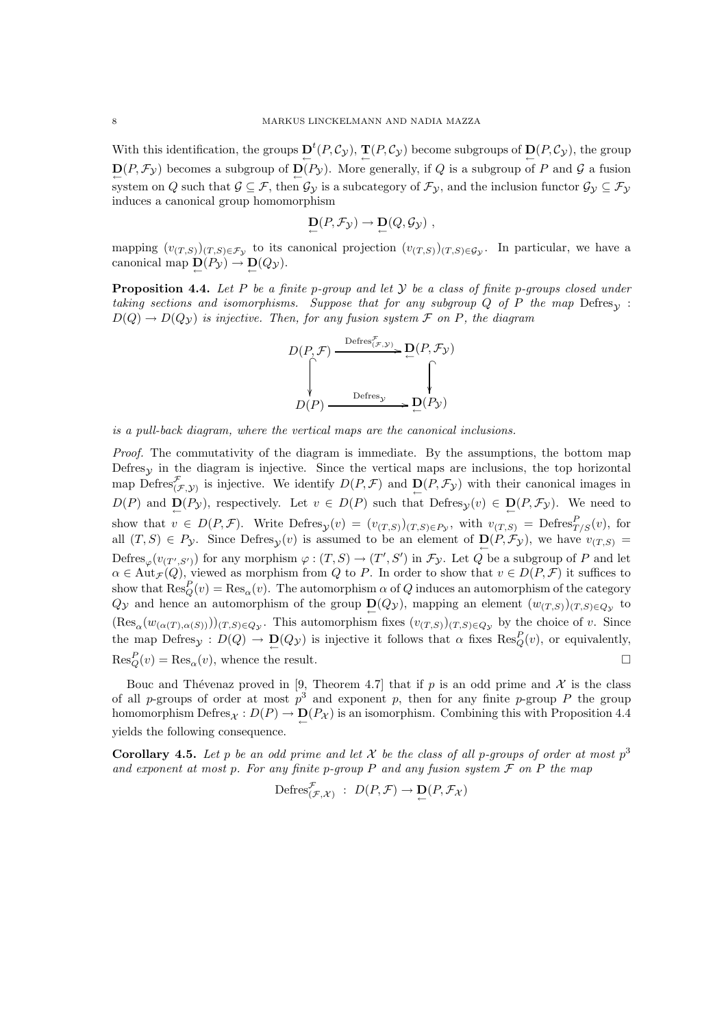With this identification, the groups $\underleftarrow{\mathbf{D}}^t(P, \mathcal{C}_\mathcal{Y})$, $\underleftarrow{\mathbf{T}}(P, \mathcal{C}_\mathcal{Y})$ become subgroups of $\underleftarrow{\mathbf{D}}(P, \mathcal{C}_\mathcal{Y})$, the group $\underleftarrow{\mathbf{D}}(P, \mathcal{F}_\mathcal{Y})$ becomes a subgroup of $\underleftarrow{\mathbf{D}}(P_\mathcal{Y})$. More generally, if $Q$ is a subgroup of $P$ and $\mathcal{G}$ a fusion system on $Q$ such that $\mathcal{G} \subseteq \mathcal{F}$, then $\mathcal{G}_\mathcal{Y}$ is a subcategory of $\mathcal{F}_\mathcal{Y}$, and the inclusion functor $\mathcal{G}_\mathcal{Y} \subseteq \mathcal{F}_\mathcal{Y}$ induces a canonical group homomorphism

$$\underleftarrow{\mathbf{D}}(P, \mathcal{F}_\mathcal{Y}) \to \underleftarrow{\mathbf{D}}(Q, \mathcal{G}_\mathcal{Y}) ,$$

mapping $(v_{(T,S)})_{(T,S)\in\mathcal{F}_\mathcal{Y}}$ to its canonical projection $(v_{(T,S)})_{(T,S)\in\mathcal{G}_\mathcal{Y}}$. In particular, we have a canonical map $\underleftarrow{\mathbf{D}}(P_\mathcal{Y}) \to \underleftarrow{\mathbf{D}}(Q_\mathcal{Y})$.

**Proposition 4.4.** *Let $P$ be a finite $p$-group and let $\mathcal{Y}$ be a class of finite $p$-groups closed under taking sections and isomorphisms. Suppose that for any subgroup $Q$ of $P$ the map $\mathrm{Defres}_\mathcal{Y} : D(Q) \to D(Q_\mathcal{Y})$ is injective. Then, for any fusion system $\mathcal{F}$ on $P$, the diagram*

$$\begin{array}{ccc} D(P,\mathcal{F}) & \xrightarrow{\mathrm{Defres}^{\mathcal{F}}_{(\mathcal{F},\mathcal{Y})}} & \underleftarrow{\mathbf{D}}(P,\mathcal{F}_\mathcal{Y}) \\ \big\downarrow & & \big\downarrow \\ D(P) & \xrightarrow{\mathrm{Defres}_\mathcal{Y}} & \underleftarrow{\mathbf{D}}(P_\mathcal{Y}) \end{array}$$

*is a pull-back diagram, where the vertical maps are the canonical inclusions.*

*Proof.* The commutativity of the diagram is immediate. By the assumptions, the bottom map $\mathrm{Defres}_\mathcal{Y}$ in the diagram is injective. Since the vertical maps are inclusions, the top horizontal map $\mathrm{Defres}^{\mathcal{F}}_{(\mathcal{F},\mathcal{Y})}$ is injective. We identify $D(P,\mathcal{F})$ and $\underleftarrow{\mathbf{D}}(P,\mathcal{F}_\mathcal{Y})$ with their canonical images in $D(P)$ and $\underleftarrow{\mathbf{D}}(P_\mathcal{Y})$, respectively. Let $v \in D(P)$ such that $\mathrm{Defres}_\mathcal{Y}(v) \in \underleftarrow{\mathbf{D}}(P,\mathcal{F}_\mathcal{Y})$. We need to show that $v \in D(P,\mathcal{F})$. Write $\mathrm{Defres}_\mathcal{Y}(v) = (v_{(T,S)})_{(T,S)\in P_\mathcal{Y}}$, with $v_{(T,S)} = \mathrm{Defres}^P_{T/S}(v)$, for all $(T,S) \in P_\mathcal{Y}$. Since $\mathrm{Defres}_\mathcal{Y}(v)$ is assumed to be an element of $\underleftarrow{\mathbf{D}}(P,\mathcal{F}_\mathcal{Y})$, we have $v_{(T,S)} = \mathrm{Defres}_\varphi(v_{(T',S')})$ for any morphism $\varphi : (T,S) \to (T',S')$ in $\mathcal{F}_\mathcal{Y}$. Let $Q$ be a subgroup of $P$ and let $\alpha \in \mathrm{Aut}_\mathcal{F}(Q)$, viewed as morphism from $Q$ to $P$. In order to show that $v \in D(P,\mathcal{F})$ it suffices to show that $\mathrm{Res}^P_Q(v) = \mathrm{Res}_\alpha(v)$. The automorphism $\alpha$ of $Q$ induces an automorphism of the category $Q_\mathcal{Y}$ and hence an automorphism of the group $\underleftarrow{\mathbf{D}}(Q_\mathcal{Y})$, mapping an element $(w_{(T,S)})_{(T,S)\in Q_\mathcal{Y}}$ to $(\mathrm{Res}_\alpha(w_{(\alpha(T),\alpha(S))}))_{(T,S)\in Q_\mathcal{Y}}$. This automorphism fixes $(v_{(T,S)})_{(T,S)\in Q_\mathcal{Y}}$ by the choice of $v$. Since the map $\mathrm{Defres}_\mathcal{Y} : D(Q) \to \underleftarrow{\mathbf{D}}(Q_\mathcal{Y})$ is injective it follows that $\alpha$ fixes $\mathrm{Res}^P_Q(v)$, or equivalently, $\mathrm{Res}^P_Q(v) = \mathrm{Res}_\alpha(v)$, whence the result. $\square$

Bouc and Thévenaz proved in [9, Theorem 4.7] that if $p$ is an odd prime and $\mathcal{X}$ is the class of all $p$-groups of order at most $p^3$ and exponent $p$, then for any finite $p$-group $P$ the group homomorphism $\mathrm{Defres}_\mathcal{X} : D(P) \to \underleftarrow{\mathbf{D}}(P_\mathcal{X})$ is an isomorphism. Combining this with Proposition 4.4 yields the following consequence.

**Corollary 4.5.** *Let $p$ be an odd prime and let $\mathcal{X}$ be the class of all $p$-groups of order at most $p^3$ and exponent at most $p$. For any finite $p$-group $P$ and any fusion system $\mathcal{F}$ on $P$ the map*

$$\mathrm{Defres}^{\mathcal{F}}_{(\mathcal{F},\mathcal{X})} \ : \ D(P,\mathcal{F}) \to \underleftarrow{\mathbf{D}}(P,\mathcal{F}_\mathcal{X})$$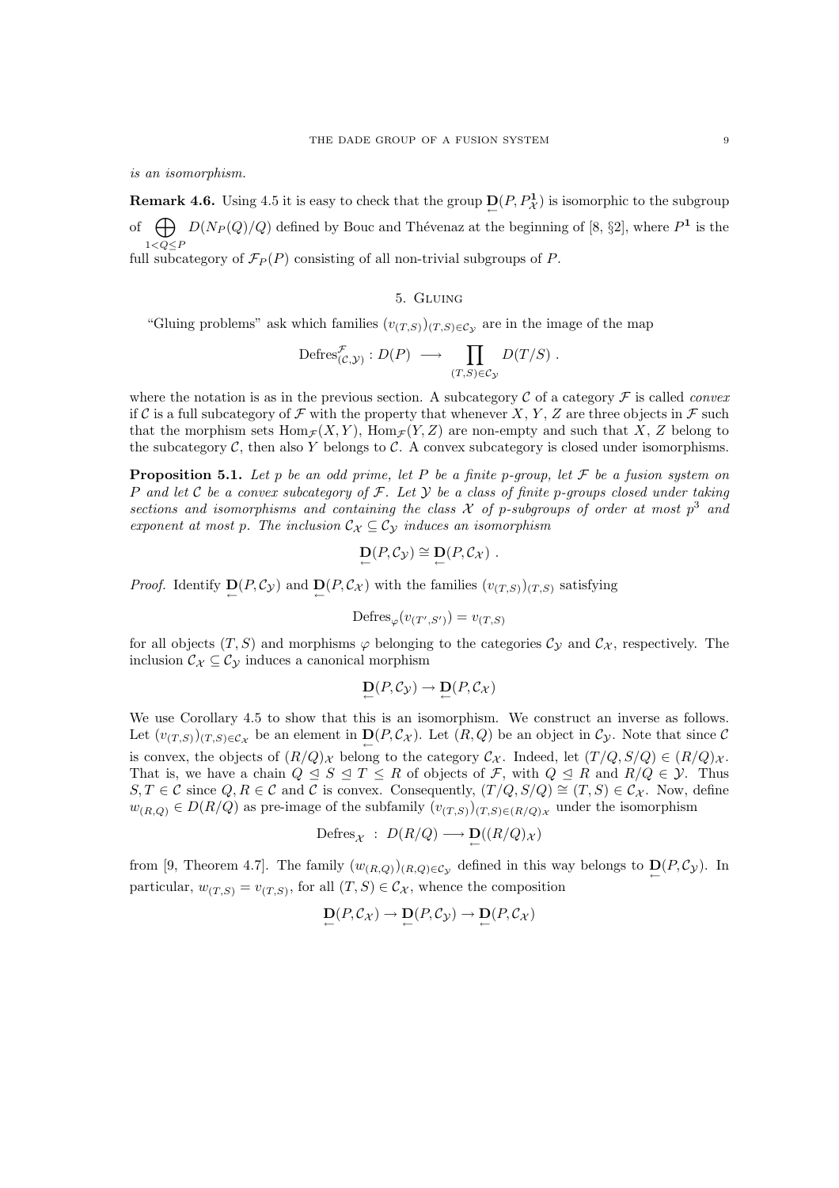*is an isomorphism.*

**Remark 4.6.** Using 4.5 it is easy to check that the group $\underset{\leftarrow}{\mathbf{D}}(P, P^{\mathbf{1}}_{\mathcal{X}})$ is isomorphic to the subgroup of $\bigoplus_{1<Q\leq P} D(N_P(Q)/Q)$ defined by Bouc and Thévenaz at the beginning of [8, §2], where $P^{\mathbf{1}}$ is the full subcategory of $\mathcal{F}_P(P)$ consisting of all non-trivial subgroups of $P$.

## 5. Gluing

"Gluing problems" ask which families $(v_{(T,S)})_{(T,S)\in\mathcal{C}_{\mathcal{Y}}}$ are in the image of the map

$$\mathrm{Defres}^{\mathcal{F}}_{(\mathcal{C},\mathcal{Y})} : D(P) \longrightarrow \prod_{(T,S)\in\mathcal{C}_{\mathcal{Y}}} D(T/S) \ .$$

where the notation is as in the previous section. A subcategory $\mathcal{C}$ of a category $\mathcal{F}$ is called *convex* if $\mathcal{C}$ is a full subcategory of $\mathcal{F}$ with the property that whenever $X$, $Y$, $Z$ are three objects in $\mathcal{F}$ such that the morphism sets $\mathrm{Hom}_{\mathcal{F}}(X, Y)$, $\mathrm{Hom}_{\mathcal{F}}(Y, Z)$ are non-empty and such that $X$, $Z$ belong to the subcategory $\mathcal{C}$, then also $Y$ belongs to $\mathcal{C}$. A convex subcategory is closed under isomorphisms.

**Proposition 5.1.** *Let $p$ be an odd prime, let $P$ be a finite $p$-group, let $\mathcal{F}$ be a fusion system on $P$ and let $\mathcal{C}$ be a convex subcategory of $\mathcal{F}$. Let $\mathcal{Y}$ be a class of finite $p$-groups closed under taking sections and isomorphisms and containing the class $\mathcal{X}$ of $p$-subgroups of order at most $p^3$ and exponent at most $p$. The inclusion $\mathcal{C}_{\mathcal{X}} \subseteq \mathcal{C}_{\mathcal{Y}}$ induces an isomorphism*

$$\underset{\leftarrow}{\mathbf{D}}(P, \mathcal{C}_{\mathcal{Y}}) \cong \underset{\leftarrow}{\mathbf{D}}(P, \mathcal{C}_{\mathcal{X}}) \ .$$

*Proof.* Identify $\underset{\leftarrow}{\mathbf{D}}(P, \mathcal{C}_{\mathcal{Y}})$ and $\underset{\leftarrow}{\mathbf{D}}(P, \mathcal{C}_{\mathcal{X}})$ with the families $(v_{(T,S)})_{(T,S)}$ satisfying

$$\mathrm{Defres}_{\varphi}(v_{(T',S')}) = v_{(T,S)}$$

for all objects $(T, S)$ and morphisms $\varphi$ belonging to the categories $\mathcal{C}_{\mathcal{Y}}$ and $\mathcal{C}_{\mathcal{X}}$, respectively. The inclusion $\mathcal{C}_{\mathcal{X}} \subseteq \mathcal{C}_{\mathcal{Y}}$ induces a canonical morphism

$$\underset{\leftarrow}{\mathbf{D}}(P, \mathcal{C}_{\mathcal{Y}}) \to \underset{\leftarrow}{\mathbf{D}}(P, \mathcal{C}_{\mathcal{X}})$$

We use Corollary 4.5 to show that this is an isomorphism. We construct an inverse as follows. Let $(v_{(T,S)})_{(T,S)\in\mathcal{C}_{\mathcal{X}}}$ be an element in $\underset{\leftarrow}{\mathbf{D}}(P, \mathcal{C}_{\mathcal{X}})$. Let $(R, Q)$ be an object in $\mathcal{C}_{\mathcal{Y}}$. Note that since $\mathcal{C}$ is convex, the objects of $(R/Q)_{\mathcal{X}}$ belong to the category $\mathcal{C}_{\mathcal{X}}$. Indeed, let $(T/Q, S/Q) \in (R/Q)_{\mathcal{X}}$. That is, we have a chain $Q \trianglelefteq S \trianglelefteq T \leq R$ of objects of $\mathcal{F}$, with $Q \trianglelefteq R$ and $R/Q \in \mathcal{Y}$. Thus $S, T \in \mathcal{C}$ since $Q, R \in \mathcal{C}$ and $\mathcal{C}$ is convex. Consequently, $(T/Q, S/Q) \cong (T, S) \in \mathcal{C}_{\mathcal{X}}$. Now, define $w_{(R,Q)} \in D(R/Q)$ as pre-image of the subfamily $(v_{(T,S)})_{(T,S)\in(R/Q)_{\mathcal{X}}}$ under the isomorphism

$$\mathrm{Defres}_{\mathcal{X}} \ : \ D(R/Q) \longrightarrow \underset{\leftarrow}{\mathbf{D}}((R/Q)_{\mathcal{X}})$$

from [9, Theorem 4.7]. The family $(w_{(R,Q)})_{(R,Q)\in\mathcal{C}_{\mathcal{Y}}}$ defined in this way belongs to $\underset{\leftarrow}{\mathbf{D}}(P, \mathcal{C}_{\mathcal{Y}})$. In particular, $w_{(T,S)} = v_{(T,S)}$, for all $(T, S) \in \mathcal{C}_{\mathcal{X}}$, whence the composition

$$\underset{\leftarrow}{\mathbf{D}}(P, \mathcal{C}_{\mathcal{X}}) \to \underset{\leftarrow}{\mathbf{D}}(P, \mathcal{C}_{\mathcal{Y}}) \to \underset{\leftarrow}{\mathbf{D}}(P, \mathcal{C}_{\mathcal{X}})$$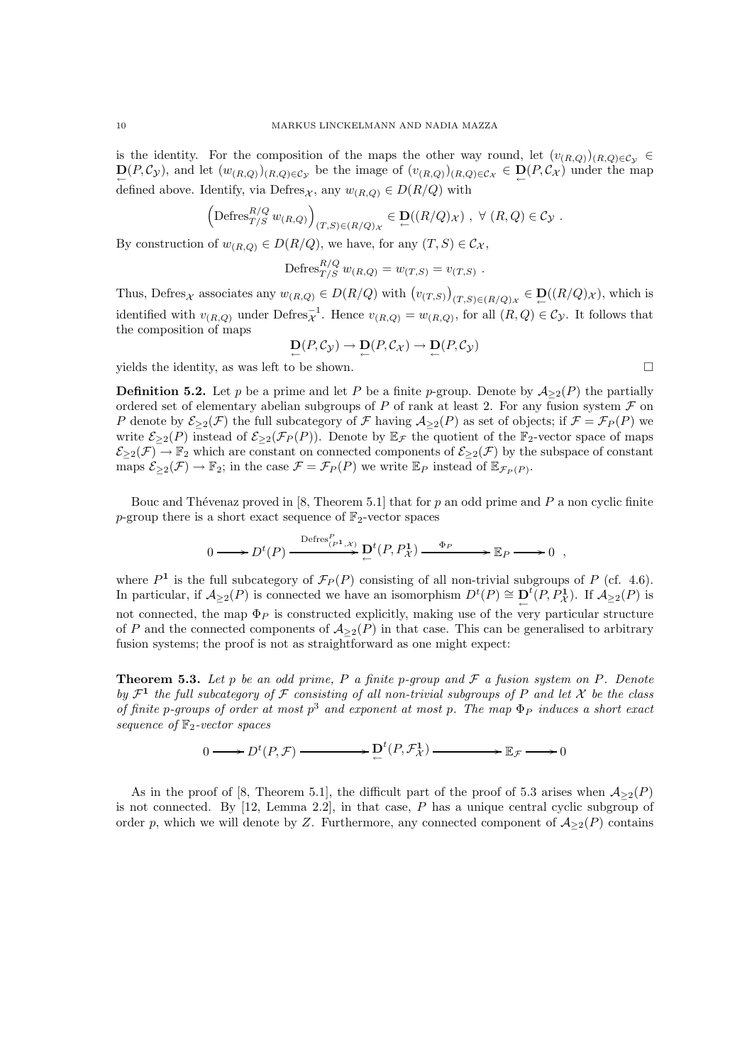is the identity. For the composition of the maps the other way round, let $(v_{(R,Q)})_{(R,Q)\in\mathcal{C}_\mathcal{Y}} \in \underleftarrow{\mathbf{D}}(P,\mathcal{C}_\mathcal{Y})$, and let $(w_{(R,Q)})_{(R,Q)\in\mathcal{C}_\mathcal{Y}}$ be the image of $(v_{(R,Q)})_{(R,Q)\in\mathcal{C}_\mathcal{X}} \in \underleftarrow{\mathbf{D}}(P,\mathcal{C}_\mathcal{X})$ under the map defined above. Identify, via $\mathrm{Defres}_\mathcal{X}$, any $w_{(R,Q)} \in D(R/Q)$ with

$$\left(\mathrm{Defres}^{R/Q}_{T/S}\, w_{(R,Q)}\right)_{(T,S)\in(R/Q)_\mathcal{X}} \in \underleftarrow{\mathbf{D}}((R/Q)_\mathcal{X})\ ,\ \forall\ (R,Q)\in\mathcal{C}_\mathcal{Y}\ .$$

By construction of $w_{(R,Q)} \in D(R/Q)$, we have, for any $(T,S)\in\mathcal{C}_\mathcal{X}$,

$$\mathrm{Defres}^{R/Q}_{T/S}\, w_{(R,Q)} = w_{(T,S)} = v_{(T,S)}\ .$$

Thus, $\mathrm{Defres}_\mathcal{X}$ associates any $w_{(R,Q)} \in D(R/Q)$ with $\left(v_{(T,S)}\right)_{(T,S)\in(R/Q)_\mathcal{X}} \in \underleftarrow{\mathbf{D}}((R/Q)_\mathcal{X})$, which is identified with $v_{(R,Q)}$ under $\mathrm{Defres}_\mathcal{X}^{-1}$. Hence $v_{(R,Q)} = w_{(R,Q)}$, for all $(R,Q)\in\mathcal{C}_\mathcal{Y}$. It follows that the composition of maps

$$\underleftarrow{\mathbf{D}}(P,\mathcal{C}_\mathcal{Y}) \to \underleftarrow{\mathbf{D}}(P,\mathcal{C}_\mathcal{X}) \to \underleftarrow{\mathbf{D}}(P,\mathcal{C}_\mathcal{Y})$$

yields the identity, as was left to be shown. □

**Definition 5.2.** Let $p$ be a prime and let $P$ be a finite $p$-group. Denote by $\mathcal{A}_{\geq 2}(P)$ the partially ordered set of elementary abelian subgroups of $P$ of rank at least 2. For any fusion system $\mathcal{F}$ on $P$ denote by $\mathcal{E}_{\geq 2}(\mathcal{F})$ the full subcategory of $\mathcal{F}$ having $\mathcal{A}_{\geq 2}(P)$ as set of objects; if $\mathcal{F} = \mathcal{F}_P(P)$ we write $\mathcal{E}_{\geq 2}(P)$ instead of $\mathcal{E}_{\geq 2}(\mathcal{F}_P(P))$. Denote by $\mathbb{E}_\mathcal{F}$ the quotient of the $\mathbb{F}_2$-vector space of maps $\mathcal{E}_{\geq 2}(\mathcal{F}) \to \mathbb{F}_2$ which are constant on connected components of $\mathcal{E}_{\geq 2}(\mathcal{F})$ by the subspace of constant maps $\mathcal{E}_{\geq 2}(\mathcal{F}) \to \mathbb{F}_2$; in the case $\mathcal{F} = \mathcal{F}_P(P)$ we write $\mathbb{E}_P$ instead of $\mathbb{E}_{\mathcal{F}_P(P)}$.

Bouc and Thévenaz proved in [8, Theorem 5.1] that for $p$ an odd prime and $P$ a non cyclic finite $p$-group there is a short exact sequence of $\mathbb{F}_2$-vector spaces

$$0 \longrightarrow D^t(P) \xrightarrow{\mathrm{Defres}^P_{(P^\mathbf{1},\mathcal{X})}} \underleftarrow{\mathbf{D}}^t(P, P^\mathbf{1}_\mathcal{X}) \xrightarrow{\ \Phi_P\ } \mathbb{E}_P \longrightarrow 0\ ,$$

where $P^\mathbf{1}$ is the full subcategory of $\mathcal{F}_P(P)$ consisting of all non-trivial subgroups of $P$ (cf. 4.6). In particular, if $\mathcal{A}_{\geq 2}(P)$ is connected we have an isomorphism $D^t(P) \cong \underleftarrow{\mathbf{D}}^t(P, P^\mathbf{1}_\mathcal{X})$. If $\mathcal{A}_{\geq 2}(P)$ is not connected, the map $\Phi_P$ is constructed explicitly, making use of the very particular structure of $P$ and the connected components of $\mathcal{A}_{\geq 2}(P)$ in that case. This can be generalised to arbitrary fusion systems; the proof is not as straightforward as one might expect:

**Theorem 5.3.** *Let $p$ be an odd prime, $P$ a finite $p$-group and $\mathcal{F}$ a fusion system on $P$. Denote by $\mathcal{F}^\mathbf{1}$ the full subcategory of $\mathcal{F}$ consisting of all non-trivial subgroups of $P$ and let $\mathcal{X}$ be the class of finite $p$-groups of order at most $p^3$ and exponent at most $p$. The map $\Phi_P$ induces a short exact sequence of $\mathbb{F}_2$-vector spaces*

$$0 \longrightarrow D^t(P,\mathcal{F}) \longrightarrow \underleftarrow{\mathbf{D}}^t(P, \mathcal{F}^\mathbf{1}_\mathcal{X}) \longrightarrow \mathbb{E}_\mathcal{F} \longrightarrow 0$$

As in the proof of [8, Theorem 5.1], the difficult part of the proof of 5.3 arises when $\mathcal{A}_{\geq 2}(P)$ is not connected. By [12, Lemma 2.2], in that case, $P$ has a unique central cyclic subgroup of order $p$, which we will denote by $Z$. Furthermore, any connected component of $\mathcal{A}_{\geq 2}(P)$ contains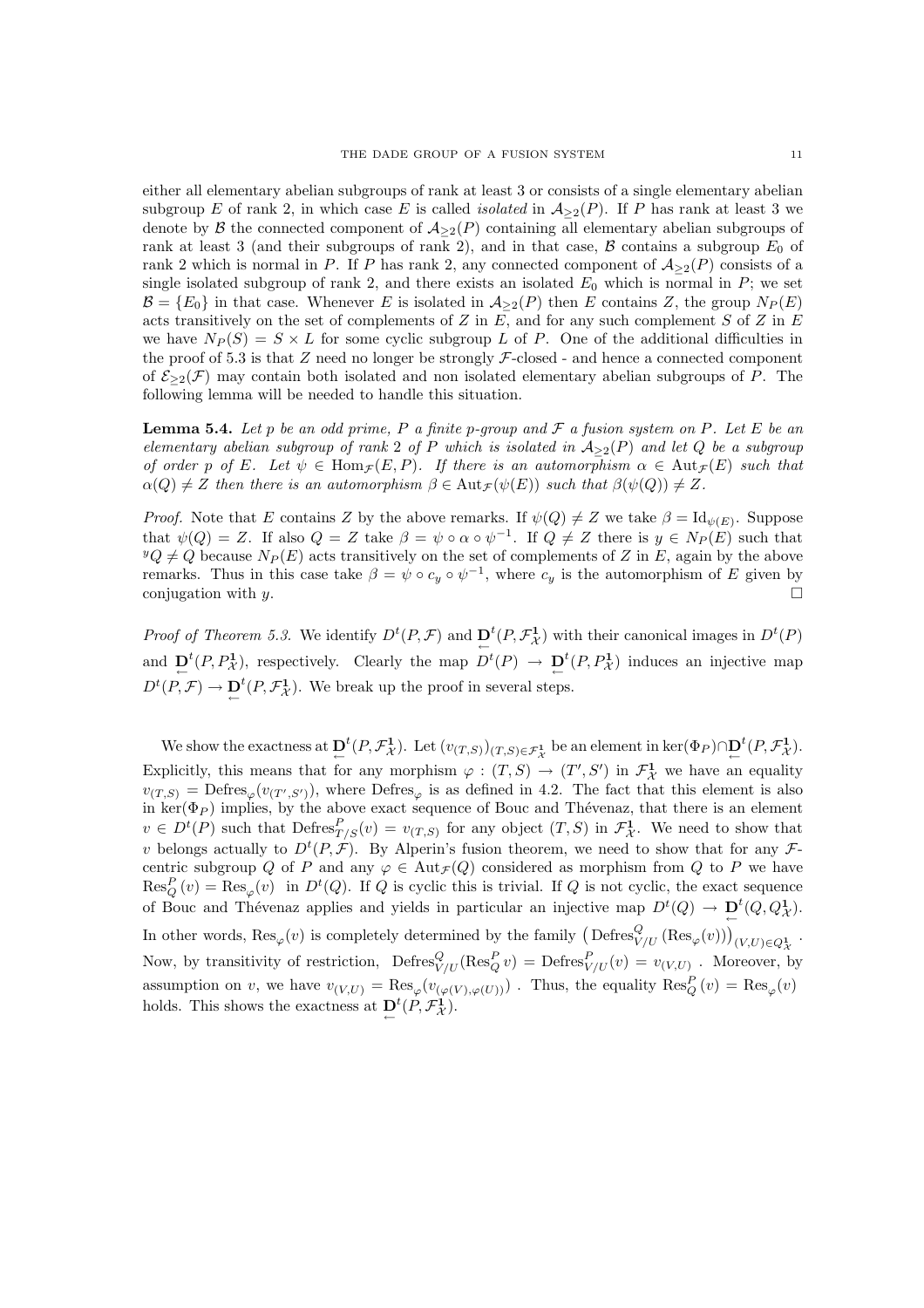either all elementary abelian subgroups of rank at least 3 or consists of a single elementary abelian subgroup $E$ of rank 2, in which case $E$ is called *isolated* in $\mathcal{A}_{\geq 2}(P)$. If $P$ has rank at least 3 we denote by $\mathcal{B}$ the connected component of $\mathcal{A}_{\geq 2}(P)$ containing all elementary abelian subgroups of rank at least 3 (and their subgroups of rank 2), and in that case, $\mathcal{B}$ contains a subgroup $E_0$ of rank 2 which is normal in $P$. If $P$ has rank 2, any connected component of $\mathcal{A}_{\geq 2}(P)$ consists of a single isolated subgroup of rank 2, and there exists an isolated $E_0$ which is normal in $P$; we set $\mathcal{B} = \{E_0\}$ in that case. Whenever $E$ is isolated in $\mathcal{A}_{\geq 2}(P)$ then $E$ contains $Z$, the group $N_P(E)$ acts transitively on the set of complements of $Z$ in $E$, and for any such complement $S$ of $Z$ in $E$ we have $N_P(S) = S \times L$ for some cyclic subgroup $L$ of $P$. One of the additional difficulties in the proof of 5.3 is that $Z$ need no longer be strongly $\mathcal{F}$-closed - and hence a connected component of $\mathcal{E}_{\geq 2}(\mathcal{F})$ may contain both isolated and non isolated elementary abelian subgroups of $P$. The following lemma will be needed to handle this situation.

**Lemma 5.4.** *Let $p$ be an odd prime, $P$ a finite $p$-group and $\mathcal{F}$ a fusion system on $P$. Let $E$ be an elementary abelian subgroup of rank 2 of $P$ which is isolated in $\mathcal{A}_{\geq 2}(P)$ and let $Q$ be a subgroup of order $p$ of $E$. Let $\psi \in \mathrm{Hom}_{\mathcal{F}}(E, P)$. If there is an automorphism $\alpha \in \mathrm{Aut}_{\mathcal{F}}(E)$ such that $\alpha(Q) \neq Z$ then there is an automorphism $\beta \in \mathrm{Aut}_{\mathcal{F}}(\psi(E))$ such that $\beta(\psi(Q)) \neq Z$.*

*Proof.* Note that $E$ contains $Z$ by the above remarks. If $\psi(Q) \neq Z$ we take $\beta = \mathrm{Id}_{\psi(E)}$. Suppose that $\psi(Q) = Z$. If also $Q = Z$ take $\beta = \psi \circ \alpha \circ \psi^{-1}$. If $Q \neq Z$ there is $y \in N_P(E)$ such that ${}^yQ \neq Q$ because $N_P(E)$ acts transitively on the set of complements of $Z$ in $E$, again by the above remarks. Thus in this case take $\beta = \psi \circ c_y \circ \psi^{-1}$, where $c_y$ is the automorphism of $E$ given by conjugation with $y$. $\square$

*Proof of Theorem 5.3.* We identify $D^t(P, \mathcal{F})$ and $\underleftarrow{\mathbf{D}}^t(P, \mathcal{F}^{\mathbf{1}}_{\mathcal{X}})$ with their canonical images in $D^t(P)$ and $\underleftarrow{\mathbf{D}}^t(P, P^{\mathbf{1}}_{\mathcal{X}})$, respectively. Clearly the map $D^t(P) \to \underleftarrow{\mathbf{D}}^t(P, P^{\mathbf{1}}_{\mathcal{X}})$ induces an injective map $D^t(P, \mathcal{F}) \to \underleftarrow{\mathbf{D}}^t(P, \mathcal{F}^{\mathbf{1}}_{\mathcal{X}})$. We break up the proof in several steps.

We show the exactness at $\underleftarrow{\mathbf{D}}^t(P, \mathcal{F}^{\mathbf{1}}_{\mathcal{X}})$. Let $(v_{(T,S)})_{(T,S) \in \mathcal{F}^{\mathbf{1}}_{\mathcal{X}}}$ be an element in $\ker(\Phi_P) \cap \underleftarrow{\mathbf{D}}^t(P, \mathcal{F}^{\mathbf{1}}_{\mathcal{X}})$. Explicitly, this means that for any morphism $\varphi : (T, S) \to (T', S')$ in $\mathcal{F}^{\mathbf{1}}_{\mathcal{X}}$ we have an equality $v_{(T,S)} = \mathrm{Defres}_{\varphi}(v_{(T',S')})$, where $\mathrm{Defres}_{\varphi}$ is as defined in 4.2. The fact that this element is also in $\ker(\Phi_P)$ implies, by the above exact sequence of Bouc and Thévenaz, that there is an element $v \in D^t(P)$ such that $\mathrm{Defres}^P_{T/S}(v) = v_{(T,S)}$ for any object $(T, S)$ in $\mathcal{F}^{\mathbf{1}}_{\mathcal{X}}$. We need to show that $v$ belongs actually to $D^t(P, \mathcal{F})$. By Alperin's fusion theorem, we need to show that for any $\mathcal{F}$-centric subgroup $Q$ of $P$ and any $\varphi \in \mathrm{Aut}_{\mathcal{F}}(Q)$ considered as morphism from $Q$ to $P$ we have $\mathrm{Res}^P_Q(v) = \mathrm{Res}_{\varphi}(v)$ in $D^t(Q)$. If $Q$ is cyclic this is trivial. If $Q$ is not cyclic, the exact sequence of Bouc and Thévenaz applies and yields in particular an injective map $D^t(Q) \to \underleftarrow{\mathbf{D}}^t(Q, Q^{\mathbf{1}}_{\mathcal{X}})$. In other words, $\mathrm{Res}_{\varphi}(v)$ is completely determined by the family $\left(\mathrm{Defres}^Q_{V/U}(\mathrm{Res}_{\varphi}(v))\right)_{(V,U) \in Q^{\mathbf{1}}_{\mathcal{X}}}$. Now, by transitivity of restriction, $\mathrm{Defres}^Q_{V/U}(\mathrm{Res}^P_Q v) = \mathrm{Defres}^P_{V/U}(v) = v_{(V,U)}$. Moreover, by assumption on $v$, we have $v_{(V,U)} = \mathrm{Res}_{\varphi}(v_{(\varphi(V), \varphi(U))})$. Thus, the equality $\mathrm{Res}^P_Q(v) = \mathrm{Res}_{\varphi}(v)$ holds. This shows the exactness at $\underleftarrow{\mathbf{D}}^t(P, \mathcal{F}^{\mathbf{1}}_{\mathcal{X}})$.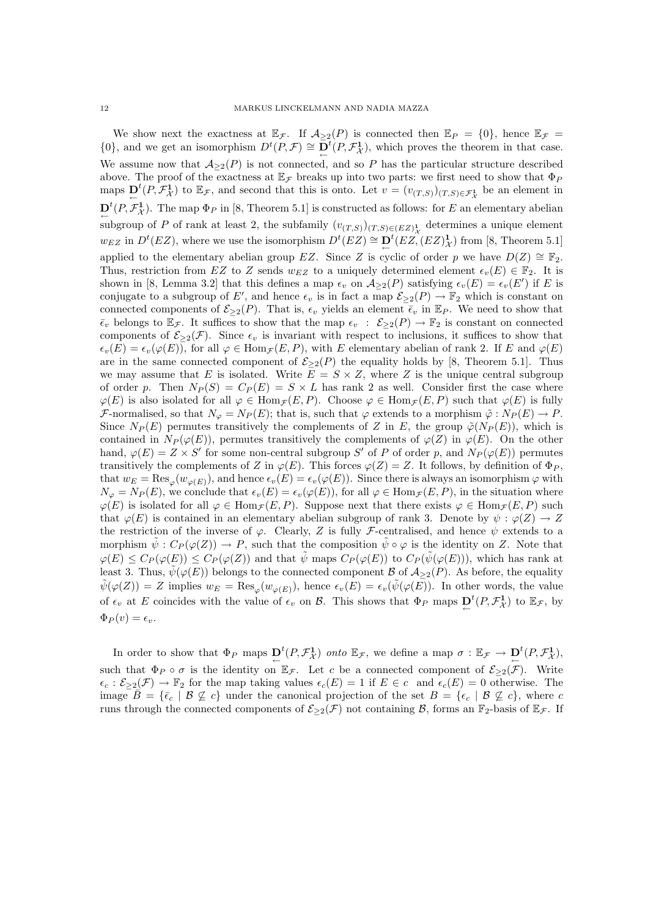We show next the exactness at $\mathbb{E}_\mathcal{F}$. If $\mathcal{A}_{\geq 2}(P)$ is connected then $\mathbb{E}_P = \{0\}$, hence $\mathbb{E}_\mathcal{F} = \{0\}$, and we get an isomorphism $D^t(P, \mathcal{F}) \cong \underleftarrow{\mathbf{D}}^t(P, \mathcal{F}^{\mathbf{1}}_\mathcal{X})$, which proves the theorem in that case. We assume now that $\mathcal{A}_{\geq 2}(P)$ is not connected, and so $P$ has the particular structure described above. The proof of the exactness at $\mathbb{E}_\mathcal{F}$ breaks up into two parts: we first need to show that $\Phi_P$ maps $\underleftarrow{\mathbf{D}}^t(P, \mathcal{F}^{\mathbf{1}}_\mathcal{X})$ to $\mathbb{E}_\mathcal{F}$, and second that this is onto. Let $v = (v_{(T,S)})_{(T,S)\in\mathcal{F}^{\mathbf{1}}_\mathcal{X}}$ be an element in $\underleftarrow{\mathbf{D}}^t(P, \mathcal{F}^{\mathbf{1}}_\mathcal{X})$. The map $\Phi_P$ in [8, Theorem 5.1] is constructed as follows: for $E$ an elementary abelian subgroup of $P$ of rank at least 2, the subfamily $(v_{(T,S)})_{(T,S)\in(EZ)^{\mathbf{1}}_\mathcal{X}}$ determines a unique element $w_{EZ}$ in $D^t(EZ)$, where we use the isomorphism $D^t(EZ) \cong \underleftarrow{\mathbf{D}}^t(EZ, (EZ)^{\mathbf{1}}_\mathcal{X})$ from [8, Theorem 5.1] applied to the elementary abelian group $EZ$. Since $Z$ is cyclic of order $p$ we have $D(Z) \cong \mathbb{F}_2$. Thus, restriction from $EZ$ to $Z$ sends $w_{EZ}$ to a uniquely determined element $\epsilon_v(E) \in \mathbb{F}_2$. It is shown in [8, Lemma 3.2] that this defines a map $\epsilon_v$ on $\mathcal{A}_{\geq 2}(P)$ satisfying $\epsilon_v(E) = \epsilon_v(E')$ if $E$ is conjugate to a subgroup of $E'$, and hence $\epsilon_v$ is in fact a map $\mathcal{E}_{\geq 2}(P) \to \mathbb{F}_2$ which is constant on connected components of $\mathcal{E}_{\geq 2}(P)$. That is, $\epsilon_v$ yields an element $\bar{\epsilon}_v$ in $\mathbb{E}_P$. We need to show that $\bar{\epsilon}_v$ belongs to $\mathbb{E}_\mathcal{F}$. It suffices to show that the map $\epsilon_v : \mathcal{E}_{\geq 2}(P) \to \mathbb{F}_2$ is constant on connected components of $\mathcal{E}_{\geq 2}(\mathcal{F})$. Since $\epsilon_v$ is invariant with respect to inclusions, it suffices to show that $\epsilon_v(E) = \epsilon_v(\varphi(E))$, for all $\varphi \in \mathrm{Hom}_\mathcal{F}(E, P)$, with $E$ elementary abelian of rank 2. If $E$ and $\varphi(E)$ are in the same connected component of $\mathcal{E}_{\geq 2}(P)$ the equality holds by [8, Theorem 5.1]. Thus we may assume that $E$ is isolated. Write $E = S \times Z$, where $Z$ is the unique central subgroup of order $p$. Then $N_P(S) = C_P(E) = S \times L$ has rank 2 as well. Consider first the case where $\varphi(E)$ is also isolated for all $\varphi \in \mathrm{Hom}_\mathcal{F}(E, P)$. Choose $\varphi \in \mathrm{Hom}_\mathcal{F}(E, P)$ such that $\varphi(E)$ is fully $\mathcal{F}$-normalised, so that $N_\varphi = N_P(E)$; that is, such that $\varphi$ extends to a morphism $\tilde{\varphi} : N_P(E) \to P$. Since $N_P(E)$ permutes transitively the complements of $Z$ in $E$, the group $\tilde{\varphi}(N_P(E))$, which is contained in $N_P(\varphi(E))$, permutes transitively the complements of $\varphi(Z)$ in $\varphi(E)$. On the other hand, $\varphi(E) = Z \times S'$ for some non-central subgroup $S'$ of $P$ of order $p$, and $N_P(\varphi(E))$ permutes transitively the complements of $Z$ in $\varphi(E)$. This forces $\varphi(Z) = Z$. It follows, by definition of $\Phi_P$, that $w_E = \mathrm{Res}_\varphi(w_{\varphi(E)})$, and hence $\epsilon_v(E) = \epsilon_v(\varphi(E))$. Since there is always an isomorphism $\varphi$ with $N_\varphi = N_P(E)$, we conclude that $\epsilon_v(E) = \epsilon_v(\varphi(E))$, for all $\varphi \in \mathrm{Hom}_\mathcal{F}(E, P)$, in the situation where $\varphi(E)$ is isolated for all $\varphi \in \mathrm{Hom}_\mathcal{F}(E, P)$. Suppose next that there exists $\varphi \in \mathrm{Hom}_\mathcal{F}(E, P)$ such that $\varphi(E)$ is contained in an elementary abelian subgroup of rank 3. Denote by $\psi : \varphi(Z) \to Z$ the restriction of the inverse of $\varphi$. Clearly, $Z$ is fully $\mathcal{F}$-centralised, and hence $\psi$ extends to a morphism $\tilde{\psi} : C_P(\varphi(Z)) \to P$, such that the composition $\tilde{\psi} \circ \varphi$ is the identity on $Z$. Note that $\varphi(E) \leq C_P(\varphi(E)) \leq C_P(\varphi(Z))$ and that $\tilde{\psi}$ maps $C_P(\varphi(E))$ to $C_P(\tilde{\psi}(\varphi(E)))$, which has rank at least 3. Thus, $\tilde{\psi}(\varphi(E))$ belongs to the connected component $\mathcal{B}$ of $\mathcal{A}_{\geq 2}(P)$. As before, the equality $\tilde{\psi}(\varphi(Z)) = Z$ implies $w_E = \mathrm{Res}_\varphi(w_{\varphi(E)})$, hence $\epsilon_v(E) = \epsilon_v(\tilde{\psi}(\varphi(E)))$. In other words, the value of $\epsilon_v$ at $E$ coincides with the value of $\epsilon_v$ on $\mathcal{B}$. This shows that $\Phi_P$ maps $\underleftarrow{\mathbf{D}}^t(P, \mathcal{F}^{\mathbf{1}}_\mathcal{X})$ to $\mathbb{E}_\mathcal{F}$, by $\Phi_P(v) = \epsilon_v$.

In order to show that $\Phi_P$ maps $\underleftarrow{\mathbf{D}}^t(P, \mathcal{F}^{\mathbf{1}}_\mathcal{X})$ *onto* $\mathbb{E}_\mathcal{F}$, we define a map $\sigma : \mathbb{E}_\mathcal{F} \to \underleftarrow{\mathbf{D}}^t(P, \mathcal{F}^{\mathbf{1}}_\mathcal{X})$, such that $\Phi_P \circ \sigma$ is the identity on $\mathbb{E}_\mathcal{F}$. Let $c$ be a connected component of $\mathcal{E}_{\geq 2}(\mathcal{F})$. Write $\epsilon_c : \mathcal{E}_{\geq 2}(\mathcal{F}) \to \mathbb{F}_2$ for the map taking values $\epsilon_c(E) = 1$ if $E \in c$ and $\epsilon_c(E) = 0$ otherwise. The image $\bar{B} = \{\bar{\epsilon}_c \mid \mathcal{B} \not\subseteq c\}$ under the canonical projection of the set $B = \{\epsilon_c \mid \mathcal{B} \not\subseteq c\}$, where $c$ runs through the connected components of $\mathcal{E}_{\geq 2}(\mathcal{F})$ not containing $\mathcal{B}$, forms an $\mathbb{F}_2$-basis of $\mathbb{E}_\mathcal{F}$. If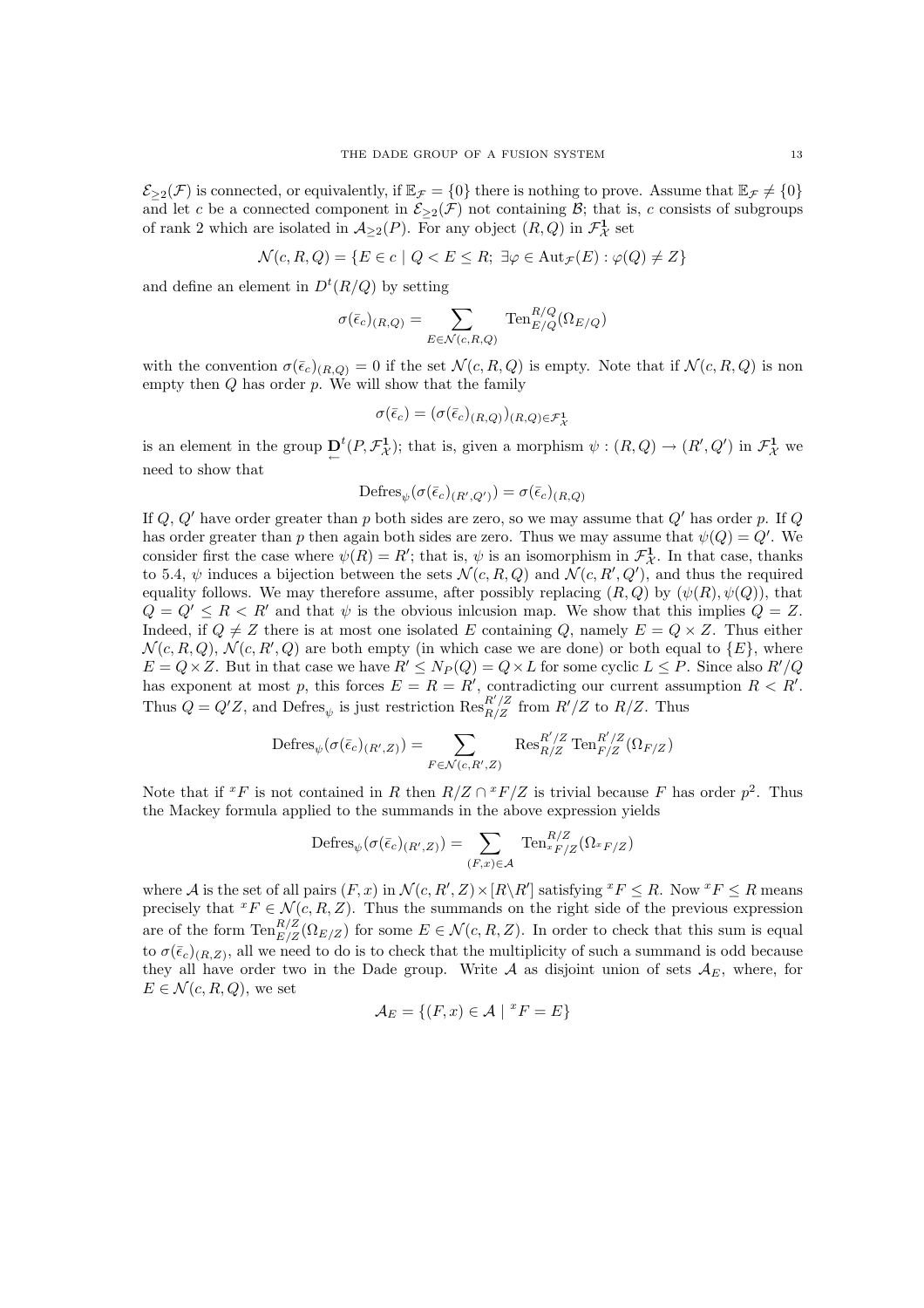$\mathcal{E}_{\geq 2}(\mathcal{F})$ is connected, or equivalently, if $\mathbb{E}_{\mathcal{F}} = \{0\}$ there is nothing to prove. Assume that $\mathbb{E}_{\mathcal{F}} \neq \{0\}$ and let $c$ be a connected component in $\mathcal{E}_{\geq 2}(\mathcal{F})$ not containing $\mathcal{B}$; that is, $c$ consists of subgroups of rank 2 which are isolated in $\mathcal{A}_{\geq 2}(P)$. For any object $(R, Q)$ in $\mathcal{F}^{\mathbf{1}}_{\mathcal{X}}$ set

$$\mathcal{N}(c, R, Q) = \{E \in c \mid Q < E \leq R;\ \exists \varphi \in \mathrm{Aut}_{\mathcal{F}}(E) : \varphi(Q) \neq Z\}$$

and define an element in $D^t(R/Q)$ by setting

$$\sigma(\bar{\epsilon}_c)_{(R,Q)} = \sum_{E \in \mathcal{N}(c,R,Q)} \mathrm{Ten}^{R/Q}_{E/Q}(\Omega_{E/Q})$$

with the convention $\sigma(\bar{\epsilon}_c)_{(R,Q)} = 0$ if the set $\mathcal{N}(c, R, Q)$ is empty. Note that if $\mathcal{N}(c, R, Q)$ is non empty then $Q$ has order $p$. We will show that the family

$$\sigma(\bar{\epsilon}_c) = (\sigma(\bar{\epsilon}_c)_{(R,Q)})_{(R,Q) \in \mathcal{F}^{\mathbf{1}}_{\mathcal{X}}}$$

is an element in the group $\underleftarrow{\mathbf{D}}^t(P, \mathcal{F}^{\mathbf{1}}_{\mathcal{X}})$; that is, given a morphism $\psi : (R, Q) \to (R', Q')$ in $\mathcal{F}^{\mathbf{1}}_{\mathcal{X}}$ we need to show that

$$\mathrm{Defres}_{\psi}(\sigma(\bar{\epsilon}_c)_{(R',Q')}) = \sigma(\bar{\epsilon}_c)_{(R,Q)}$$

If $Q$, $Q'$ have order greater than $p$ both sides are zero, so we may assume that $Q'$ has order $p$. If $Q$ has order greater than $p$ then again both sides are zero. Thus we may assume that $\psi(Q) = Q'$. We consider first the case where $\psi(R) = R'$; that is, $\psi$ is an isomorphism in $\mathcal{F}^{\mathbf{1}}_{\mathcal{X}}$. In that case, thanks to 5.4, $\psi$ induces a bijection between the sets $\mathcal{N}(c, R, Q)$ and $\mathcal{N}(c, R', Q')$, and thus the required equality follows. We may therefore assume, after possibly replacing $(R, Q)$ by $(\psi(R), \psi(Q))$, that $Q = Q' \leq R < R'$ and that $\psi$ is the obvious inlcusion map. We show that this implies $Q = Z$. Indeed, if $Q \neq Z$ there is at most one isolated $E$ containing $Q$, namely $E = Q \times Z$. Thus either $\mathcal{N}(c, R, Q)$, $\mathcal{N}(c, R', Q)$ are both empty (in which case we are done) or both equal to $\{E\}$, where $E = Q \times Z$. But in that case we have $R' \leq N_P(Q) = Q \times L$ for some cyclic $L \leq P$. Since also $R'/Q$ has exponent at most $p$, this forces $E = R = R'$, contradicting our current assumption $R < R'$. Thus $Q = Q'Z$, and $\mathrm{Defres}_{\psi}$ is just restriction $\mathrm{Res}^{R'/Z}_{R/Z}$ from $R'/Z$ to $R/Z$. Thus

$$\mathrm{Defres}_{\psi}(\sigma(\bar{\epsilon}_c)_{(R',Z)}) = \sum_{F \in \mathcal{N}(c,R',Z)} \mathrm{Res}^{R'/Z}_{R/Z}\, \mathrm{Ten}^{R'/Z}_{F/Z}(\Omega_{F/Z})$$

Note that if ${}^{x}F$ is not contained in $R$ then $R/Z \cap {}^{x}F/Z$ is trivial because $F$ has order $p^2$. Thus the Mackey formula applied to the summands in the above expression yields

$$\mathrm{Defres}_{\psi}(\sigma(\bar{\epsilon}_c)_{(R',Z)}) = \sum_{(F,x) \in \mathcal{A}} \mathrm{Ten}^{R/Z}_{{}^{x}F/Z}(\Omega_{{}^{x}F/Z})$$

where $\mathcal{A}$ is the set of all pairs $(F, x)$ in $\mathcal{N}(c, R', Z) \times [R \backslash R']$ satisfying ${}^{x}F \leq R$. Now ${}^{x}F \leq R$ means precisely that ${}^{x}F \in \mathcal{N}(c, R, Z)$. Thus the summands on the right side of the previous expression are of the form $\mathrm{Ten}^{R/Z}_{E/Z}(\Omega_{E/Z})$ for some $E \in \mathcal{N}(c, R, Z)$. In order to check that this sum is equal to $\sigma(\bar{\epsilon}_c)_{(R,Z)}$, all we need to do is to check that the multiplicity of such a summand is odd because they all have order two in the Dade group. Write $\mathcal{A}$ as disjoint union of sets $\mathcal{A}_E$, where, for $E \in \mathcal{N}(c, R, Q)$, we set

$$\mathcal{A}_E = \{(F, x) \in \mathcal{A} \mid {}^{x}F = E\}$$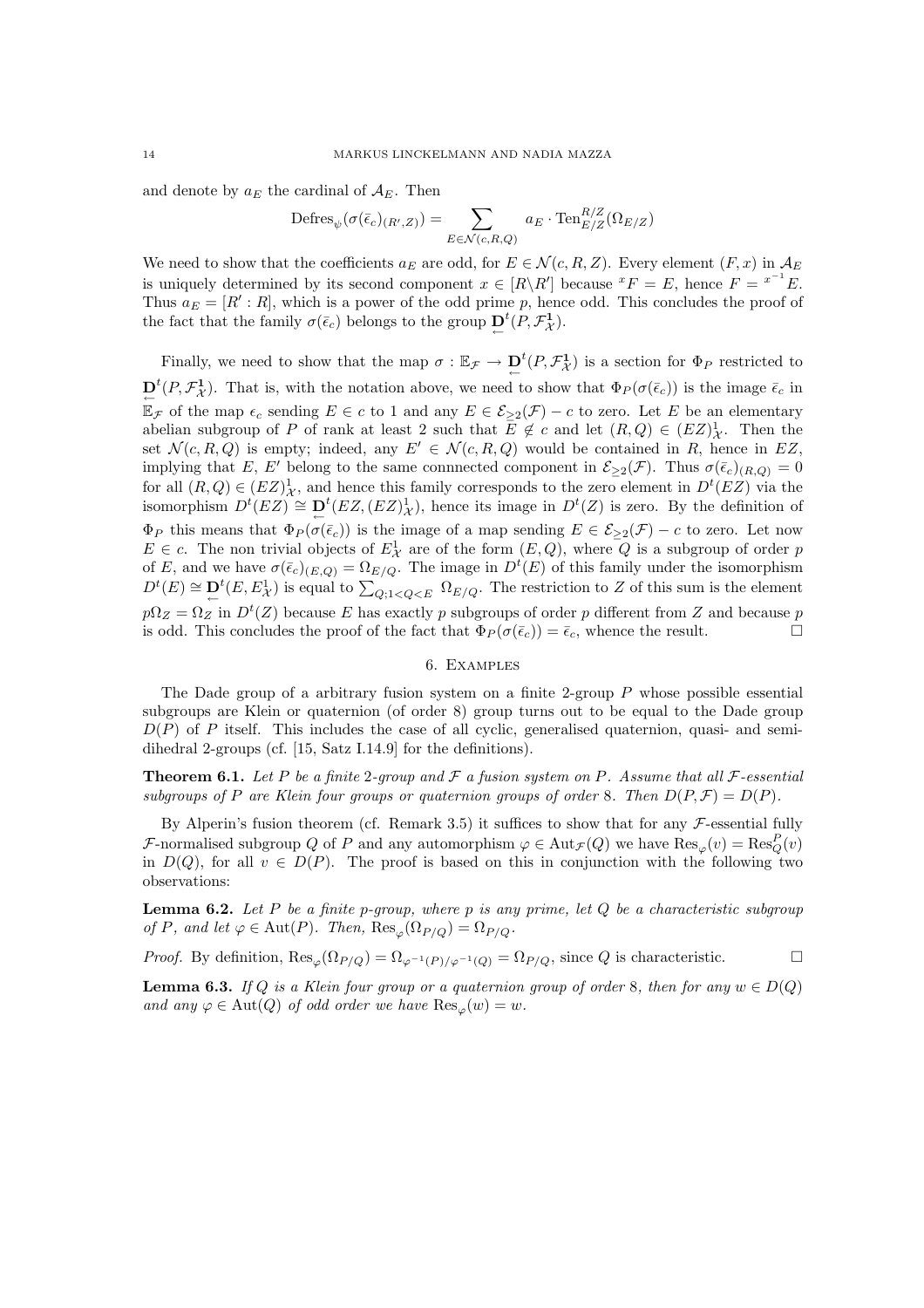and denote by $a_E$ the cardinal of $\mathcal{A}_E$. Then

$$\mathrm{Defres}_\psi(\sigma(\bar{\epsilon}_c)_{(R',Z)}) = \sum_{E \in \mathcal{N}(c,R,Q)} a_E \cdot \mathrm{Ten}_{E/Z}^{R/Z}(\Omega_{E/Z})$$

We need to show that the coefficients $a_E$ are odd, for $E \in \mathcal{N}(c,R,Z)$. Every element $(F,x)$ in $\mathcal{A}_E$ is uniquely determined by its second component $x \in [R \backslash R']$ because ${}^xF = E$, hence $F = {}^{x^{-1}}E$. Thus $a_E = [R' : R]$, which is a power of the odd prime $p$, hence odd. This concludes the proof of the fact that the family $\sigma(\bar{\epsilon}_c)$ belongs to the group $\underleftarrow{\mathbf{D}}^t(P, \mathcal{F}^{\mathbf{1}}_{\mathcal{X}})$.

Finally, we need to show that the map $\sigma : \mathbb{E}_{\mathcal{F}} \to \underleftarrow{\mathbf{D}}^t(P, \mathcal{F}^{\mathbf{1}}_{\mathcal{X}})$ is a section for $\Phi_P$ restricted to $\underleftarrow{\mathbf{D}}^t(P, \mathcal{F}^{\mathbf{1}}_{\mathcal{X}})$. That is, with the notation above, we need to show that $\Phi_P(\sigma(\bar{\epsilon}_c))$ is the image $\bar{\epsilon}_c$ in $\mathbb{E}_{\mathcal{F}}$ of the map $\epsilon_c$ sending $E \in c$ to 1 and any $E \in \mathcal{E}_{\geq 2}(\mathcal{F}) - c$ to zero. Let $E$ be an elementary abelian subgroup of $P$ of rank at least 2 such that $E \notin c$ and let $(R,Q) \in (EZ)^1_{\mathcal{X}}$. Then the set $\mathcal{N}(c,R,Q)$ is empty; indeed, any $E' \in \mathcal{N}(c,R,Q)$ would be contained in $R$, hence in $EZ$, implying that $E$, $E'$ belong to the same connnected component in $\mathcal{E}_{\geq 2}(\mathcal{F})$. Thus $\sigma(\bar{\epsilon}_c)_{(R,Q)} = 0$ for all $(R,Q) \in (EZ)^1_{\mathcal{X}}$, and hence this family corresponds to the zero element in $D^t(EZ)$ via the isomorphism $D^t(EZ) \cong \underleftarrow{\mathbf{D}}^t(EZ, (EZ)^1_{\mathcal{X}})$, hence its image in $D^t(Z)$ is zero. By the definition of $\Phi_P$ this means that $\Phi_P(\sigma(\bar{\epsilon}_c))$ is the image of a map sending $E \in \mathcal{E}_{\geq 2}(\mathcal{F}) - c$ to zero. Let now $E \in c$. The non trivial objects of $E^1_{\mathcal{X}}$ are of the form $(E,Q)$, where $Q$ is a subgroup of order $p$ of $E$, and we have $\sigma(\bar{\epsilon}_c)_{(E,Q)} = \Omega_{E/Q}$. The image in $D^t(E)$ of this family under the isomorphism $D^t(E) \cong \underleftarrow{\mathbf{D}}^t(E, E^1_{\mathcal{X}})$ is equal to $\sum_{Q;1<Q<E} \Omega_{E/Q}$. The restriction to $Z$ of this sum is the element $p\Omega_Z = \Omega_Z$ in $D^t(Z)$ because $E$ has exactly $p$ subgroups of order $p$ different from $Z$ and because $p$ is odd. This concludes the proof of the fact that $\Phi_P(\sigma(\bar{\epsilon}_c)) = \bar{\epsilon}_c$, whence the result. $\square$

## 6. Examples

The Dade group of a arbitrary fusion system on a finite 2-group $P$ whose possible essential subgroups are Klein or quaternion (of order 8) group turns out to be equal to the Dade group $D(P)$ of $P$ itself. This includes the case of all cyclic, generalised quaternion, quasi- and semi-dihedral 2-groups (cf. [15, Satz I.14.9] for the definitions).

**Theorem 6.1.** *Let $P$ be a finite 2-group and $\mathcal{F}$ a fusion system on $P$. Assume that all $\mathcal{F}$-essential subgroups of $P$ are Klein four groups or quaternion groups of order 8. Then $D(P, \mathcal{F}) = D(P)$.*

By Alperin's fusion theorem (cf. Remark 3.5) it suffices to show that for any $\mathcal{F}$-essential fully $\mathcal{F}$-normalised subgroup $Q$ of $P$ and any automorphism $\varphi \in \mathrm{Aut}_{\mathcal{F}}(Q)$ we have $\mathrm{Res}_\varphi(v) = \mathrm{Res}^P_Q(v)$ in $D(Q)$, for all $v \in D(P)$. The proof is based on this in conjunction with the following two observations:

**Lemma 6.2.** *Let $P$ be a finite $p$-group, where $p$ is any prime, let $Q$ be a characteristic subgroup of $P$, and let $\varphi \in \mathrm{Aut}(P)$. Then, $\mathrm{Res}_\varphi(\Omega_{P/Q}) = \Omega_{P/Q}$.*

*Proof.* By definition, $\mathrm{Res}_\varphi(\Omega_{P/Q}) = \Omega_{\varphi^{-1}(P)/\varphi^{-1}(Q)} = \Omega_{P/Q}$, since $Q$ is characteristic. $\square$

**Lemma 6.3.** *If $Q$ is a Klein four group or a quaternion group of order 8, then for any $w \in D(Q)$ and any $\varphi \in \mathrm{Aut}(Q)$ of odd order we have $\mathrm{Res}_\varphi(w) = w$.*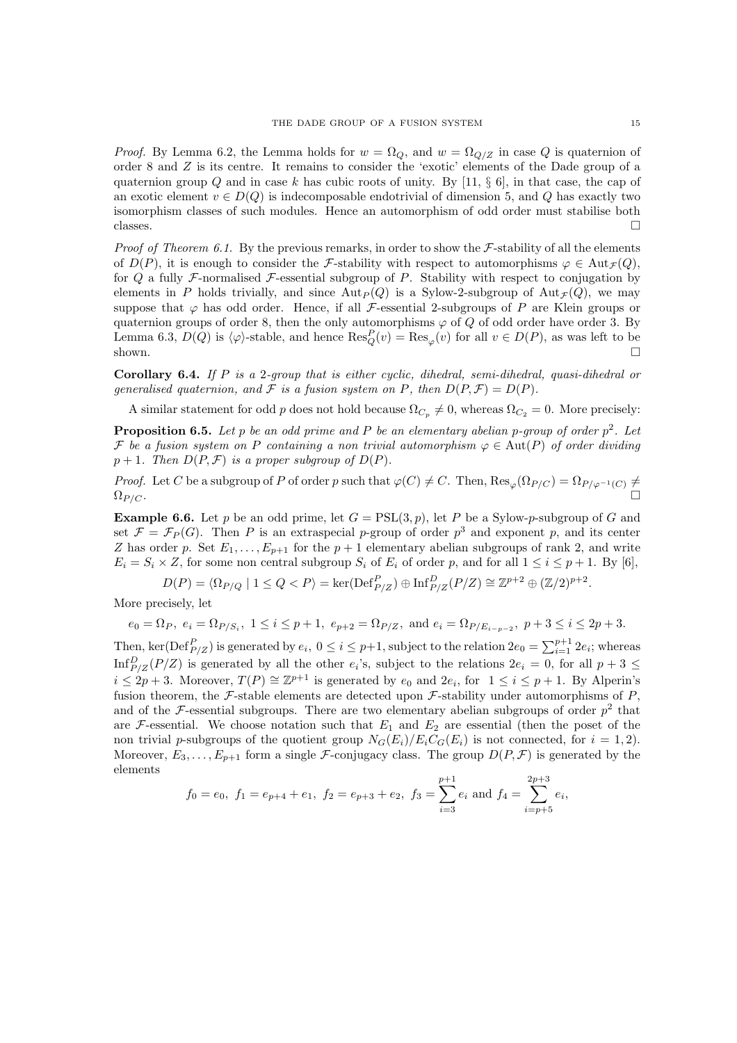*Proof.* By Lemma 6.2, the Lemma holds for $w = \Omega_Q$, and $w = \Omega_{Q/Z}$ in case $Q$ is quaternion of order 8 and $Z$ is its centre. It remains to consider the 'exotic' elements of the Dade group of a quaternion group $Q$ and in case $k$ has cubic roots of unity. By [11, § 6], in that case, the cap of an exotic element $v \in D(Q)$ is indecomposable endotrivial of dimension 5, and $Q$ has exactly two isomorphism classes of such modules. Hence an automorphism of odd order must stabilise both classes. □

*Proof of Theorem 6.1.* By the previous remarks, in order to show the $\mathcal{F}$-stability of all the elements of $D(P)$, it is enough to consider the $\mathcal{F}$-stability with respect to automorphisms $\varphi \in \mathrm{Aut}_{\mathcal{F}}(Q)$, for $Q$ a fully $\mathcal{F}$-normalised $\mathcal{F}$-essential subgroup of $P$. Stability with respect to conjugation by elements in $P$ holds trivially, and since $\mathrm{Aut}_P(Q)$ is a Sylow-2-subgroup of $\mathrm{Aut}_{\mathcal{F}}(Q)$, we may suppose that $\varphi$ has odd order. Hence, if all $\mathcal{F}$-essential 2-subgroups of $P$ are Klein groups or quaternion groups of order 8, then the only automorphisms $\varphi$ of $Q$ of odd order have order 3. By Lemma 6.3, $D(Q)$ is $\langle\varphi\rangle$-stable, and hence $\mathrm{Res}^P_Q(v) = \mathrm{Res}_\varphi(v)$ for all $v \in D(P)$, as was left to be shown. □

**Corollary 6.4.** *If $P$ is a 2-group that is either cyclic, dihedral, semi-dihedral, quasi-dihedral or generalised quaternion, and $\mathcal{F}$ is a fusion system on $P$, then $D(P, \mathcal{F}) = D(P)$.*

A similar statement for odd $p$ does not hold because $\Omega_{C_p} \neq 0$, whereas $\Omega_{C_2} = 0$. More precisely:

**Proposition 6.5.** *Let $p$ be an odd prime and $P$ be an elementary abelian $p$-group of order $p^2$. Let $\mathcal{F}$ be a fusion system on $P$ containing a non trivial automorphism $\varphi \in \mathrm{Aut}(P)$ of order dividing $p+1$. Then $D(P, \mathcal{F})$ is a proper subgroup of $D(P)$.*

*Proof.* Let $C$ be a subgroup of $P$ of order $p$ such that $\varphi(C) \neq C$. Then, $\mathrm{Res}_\varphi(\Omega_{P/C}) = \Omega_{P/\varphi^{-1}(C)} \neq \Omega_{P/C}$. □

**Example 6.6.** Let $p$ be an odd prime, let $G = \mathrm{PSL}(3, p)$, let $P$ be a Sylow-$p$-subgroup of $G$ and set $\mathcal{F} = \mathcal{F}_P(G)$. Then $P$ is an extraspecial $p$-group of order $p^3$ and exponent $p$, and its center $Z$ has order $p$. Set $E_1, \ldots, E_{p+1}$ for the $p+1$ elementary abelian subgroups of rank 2, and write $E_i = S_i \times Z$, for some non central subgroup $S_i$ of $E_i$ of order $p$, and for all $1 \leq i \leq p+1$. By [6],

$$D(P) = \langle \Omega_{P/Q} \mid 1 \leq Q < P \rangle = \ker(\mathrm{Def}^P_{P/Z}) \oplus \mathrm{Inf}^D_{P/Z}(P/Z) \cong \mathbb{Z}^{p+2} \oplus (\mathbb{Z}/2)^{p+2}.$$

More precisely, let

$$e_0 = \Omega_P,\ e_i = \Omega_{P/S_i},\ 1 \leq i \leq p+1,\ e_{p+2} = \Omega_{P/Z},\ \text{and } e_i = \Omega_{P/E_{i-p-2}},\ p+3 \leq i \leq 2p+3.$$

Then, $\ker(\mathrm{Def}^P_{P/Z})$ is generated by $e_i$, $0 \leq i \leq p+1$, subject to the relation $2e_0 = \sum_{i=1}^{p+1} 2e_i$; whereas $\mathrm{Inf}^D_{P/Z}(P/Z)$ is generated by all the other $e_i$'s, subject to the relations $2e_i = 0$, for all $p+3 \leq i \leq 2p+3$. Moreover, $T(P) \cong \mathbb{Z}^{p+1}$ is generated by $e_0$ and $2e_i$, for $1 \leq i \leq p+1$. By Alperin's fusion theorem, the $\mathcal{F}$-stable elements are detected upon $\mathcal{F}$-stability under automorphisms of $P$, and of the $\mathcal{F}$-essential subgroups. There are two elementary abelian subgroups of order $p^2$ that are $\mathcal{F}$-essential. We choose notation such that $E_1$ and $E_2$ are essential (then the poset of the non trivial $p$-subgroups of the quotient group $N_G(E_i)/E_iC_G(E_i)$ is not connected, for $i = 1, 2$). Moreover, $E_3, \ldots, E_{p+1}$ form a single $\mathcal{F}$-conjugacy class. The group $D(P, \mathcal{F})$ is generated by the elements

$$f_0 = e_0,\ f_1 = e_{p+4} + e_1,\ f_2 = e_{p+3} + e_2,\ f_3 = \sum_{i=3}^{p+1} e_i \text{ and } f_4 = \sum_{i=p+5}^{2p+3} e_i,$$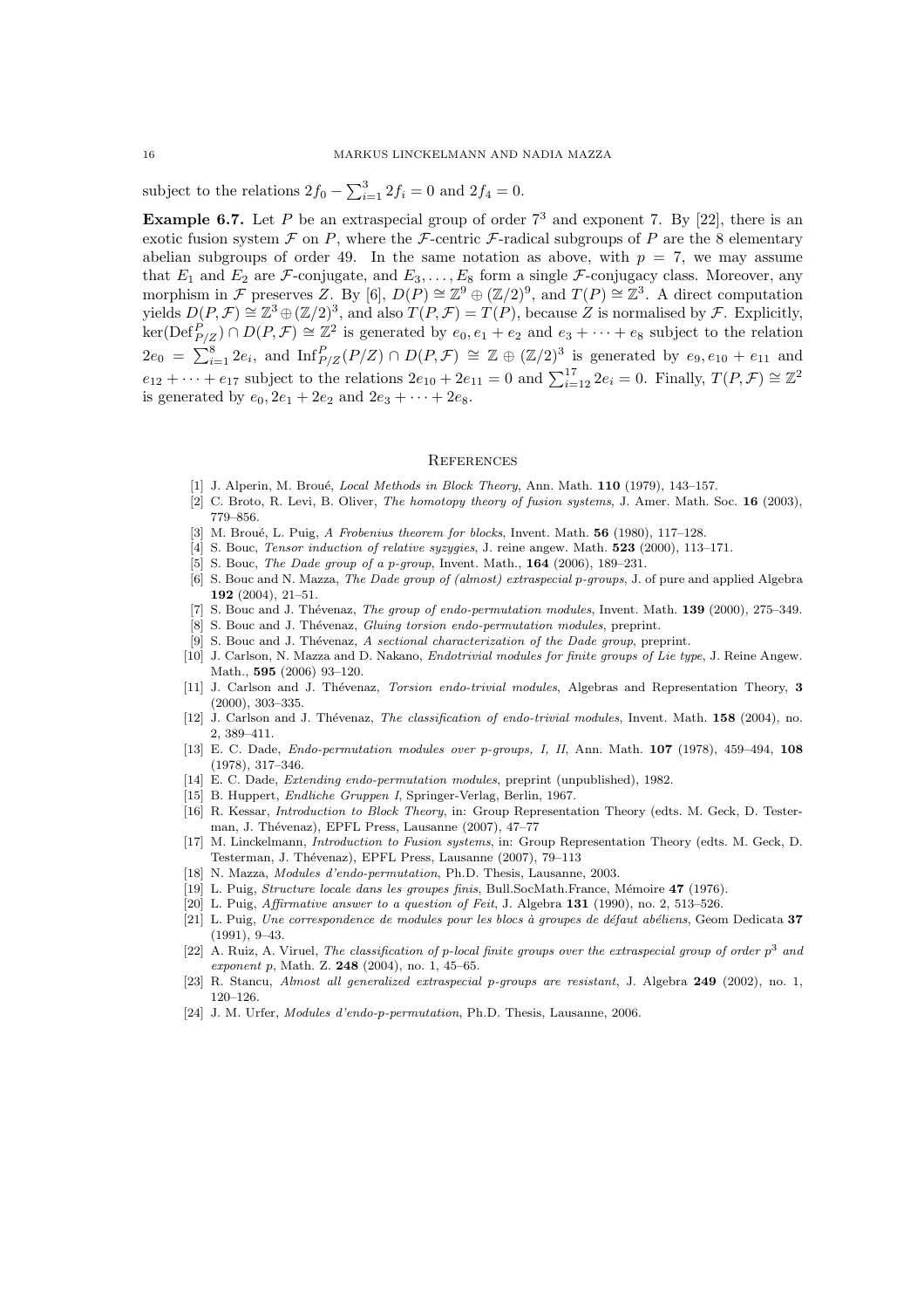subject to the relations $2f_0 - \sum_{i=1}^{3} 2f_i = 0$ and $2f_4 = 0$.

**Example 6.7.** Let $P$ be an extraspecial group of order $7^3$ and exponent 7. By [22], there is an exotic fusion system $\mathcal{F}$ on $P$, where the $\mathcal{F}$-centric $\mathcal{F}$-radical subgroups of $P$ are the 8 elementary abelian subgroups of order 49. In the same notation as above, with $p = 7$, we may assume that $E_1$ and $E_2$ are $\mathcal{F}$-conjugate, and $E_3, \ldots, E_8$ form a single $\mathcal{F}$-conjugacy class. Moreover, any morphism in $\mathcal{F}$ preserves $Z$. By [6], $D(P) \cong \mathbb{Z}^9 \oplus (\mathbb{Z}/2)^9$, and $T(P) \cong \mathbb{Z}^3$. A direct computation yields $D(P, \mathcal{F}) \cong \mathbb{Z}^3 \oplus (\mathbb{Z}/2)^3$, and also $T(P, \mathcal{F}) = T(P)$, because $Z$ is normalised by $\mathcal{F}$. Explicitly, $\ker(\mathrm{Def}^P_{P/Z}) \cap D(P, \mathcal{F}) \cong \mathbb{Z}^2$ is generated by $e_0, e_1 + e_2$ and $e_3 + \cdots + e_8$ subject to the relation $2e_0 = \sum_{i=1}^{8} 2e_i$, and $\mathrm{Inf}^P_{P/Z}(P/Z) \cap D(P, \mathcal{F}) \cong \mathbb{Z} \oplus (\mathbb{Z}/2)^3$ is generated by $e_9, e_{10} + e_{11}$ and $e_{12} + \cdots + e_{17}$ subject to the relations $2e_{10} + 2e_{11} = 0$ and $\sum_{i=12}^{17} 2e_i = 0$. Finally, $T(P, \mathcal{F}) \cong \mathbb{Z}^2$ is generated by $e_0, 2e_1 + 2e_2$ and $2e_3 + \cdots + 2e_8$.

## References

[1] J. Alperin, M. Broué, *Local Methods in Block Theory*, Ann. Math. **110** (1979), 143–157.

[2] C. Broto, R. Levi, B. Oliver, *The homotopy theory of fusion systems*, J. Amer. Math. Soc. **16** (2003), 779–856.

[3] M. Broué, L. Puig, *A Frobenius theorem for blocks*, Invent. Math. **56** (1980), 117–128.

[4] S. Bouc, *Tensor induction of relative syzygies*, J. reine angew. Math. **523** (2000), 113–171.

[5] S. Bouc, *The Dade group of a p-group*, Invent. Math., **164** (2006), 189–231.

[6] S. Bouc and N. Mazza, *The Dade group of (almost) extraspecial p-groups*, J. of pure and applied Algebra **192** (2004), 21–51.

[7] S. Bouc and J. Thévenaz, *The group of endo-permutation modules*, Invent. Math. **139** (2000), 275–349.

[8] S. Bouc and J. Thévenaz, *Gluing torsion endo-permutation modules*, preprint.

[9] S. Bouc and J. Thévenaz, *A sectional characterization of the Dade group*, preprint.

[10] J. Carlson, N. Mazza and D. Nakano, *Endotrivial modules for finite groups of Lie type*, J. Reine Angew. Math., **595** (2006) 93–120.

[11] J. Carlson and J. Thévenaz, *Torsion endo-trivial modules*, Algebras and Representation Theory, **3** (2000), 303–335.

[12] J. Carlson and J. Thévenaz, *The classification of endo-trivial modules*, Invent. Math. **158** (2004), no. 2, 389–411.

[13] E. C. Dade, *Endo-permutation modules over p-groups, I, II*, Ann. Math. **107** (1978), 459–494, **108** (1978), 317–346.

[14] E. C. Dade, *Extending endo-permutation modules*, preprint (unpublished), 1982.

[15] B. Huppert, *Endliche Gruppen I*, Springer-Verlag, Berlin, 1967.

[16] R. Kessar, *Introduction to Block Theory*, in: Group Representation Theory (edts. M. Geck, D. Testerman, J. Thévenaz), EPFL Press, Lausanne (2007), 47–77

[17] M. Linckelmann, *Introduction to Fusion systems*, in: Group Representation Theory (edts. M. Geck, D. Testerman, J. Thévenaz), EPFL Press, Lausanne (2007), 79–113

[18] N. Mazza, *Modules d'endo-permutation*, Ph.D. Thesis, Lausanne, 2003.

[19] L. Puig, *Structure locale dans les groupes finis*, Bull.SocMath.France, Mémoire **47** (1976).

[20] L. Puig, *Affirmative answer to a question of Feit*, J. Algebra **131** (1990), no. 2, 513–526.

[21] L. Puig, *Une correspondence de modules pour les blocs à groupes de défaut abéliens*, Geom Dedicata **37** (1991), 9–43.

[22] A. Ruiz, A. Viruel, *The classification of p-local finite groups over the extraspecial group of order $p^3$ and exponent p*, Math. Z. **248** (2004), no. 1, 45–65.

[23] R. Stancu, *Almost all generalized extraspecial p-groups are resistant*, J. Algebra **249** (2002), no. 1, 120–126.

[24] J. M. Urfer, *Modules d'endo-p-permutation*, Ph.D. Thesis, Lausanne, 2006.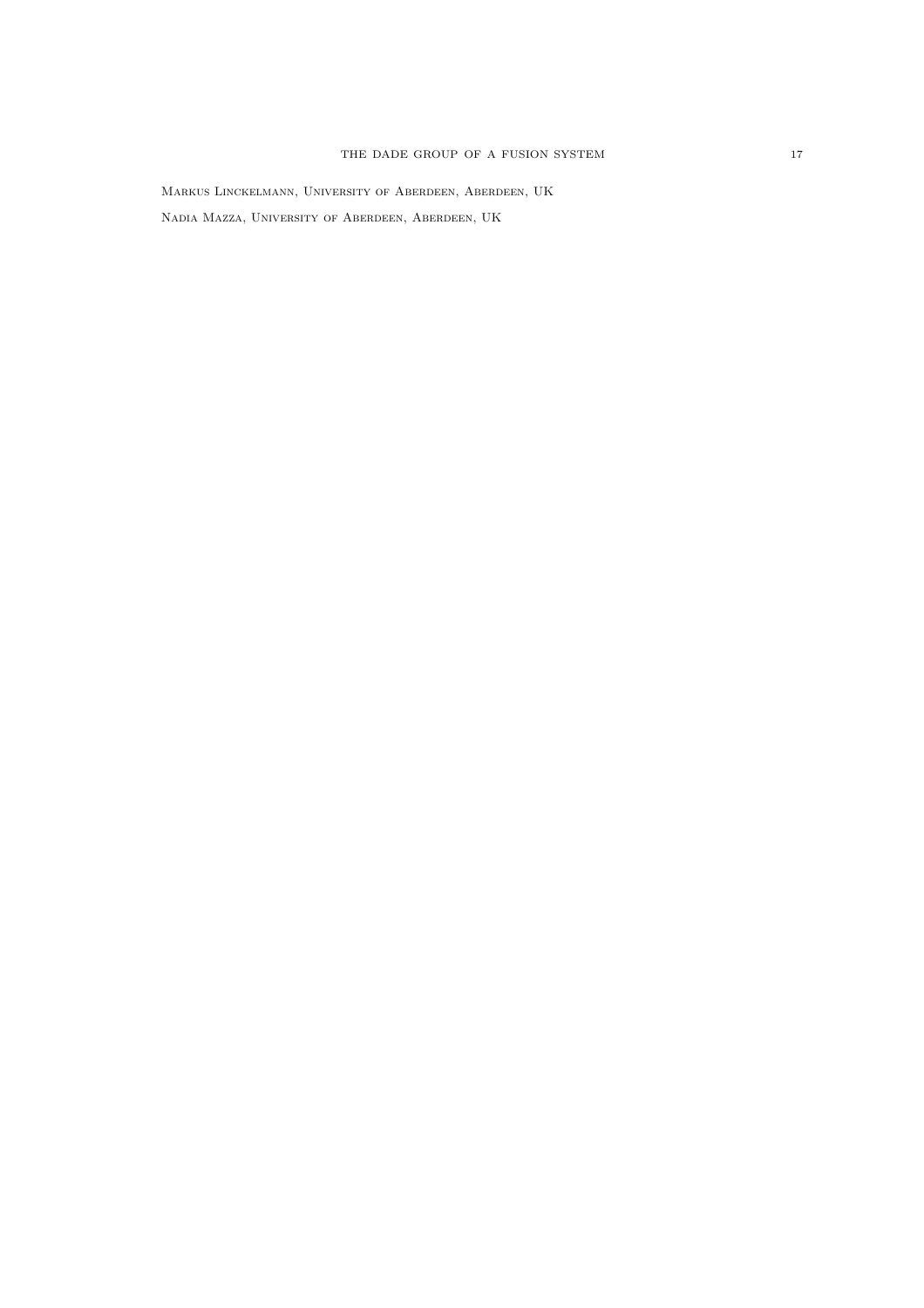Markus Linckelmann, University of Aberdeen, Aberdeen, UK

Nadia Mazza, University of Aberdeen, Aberdeen, UK